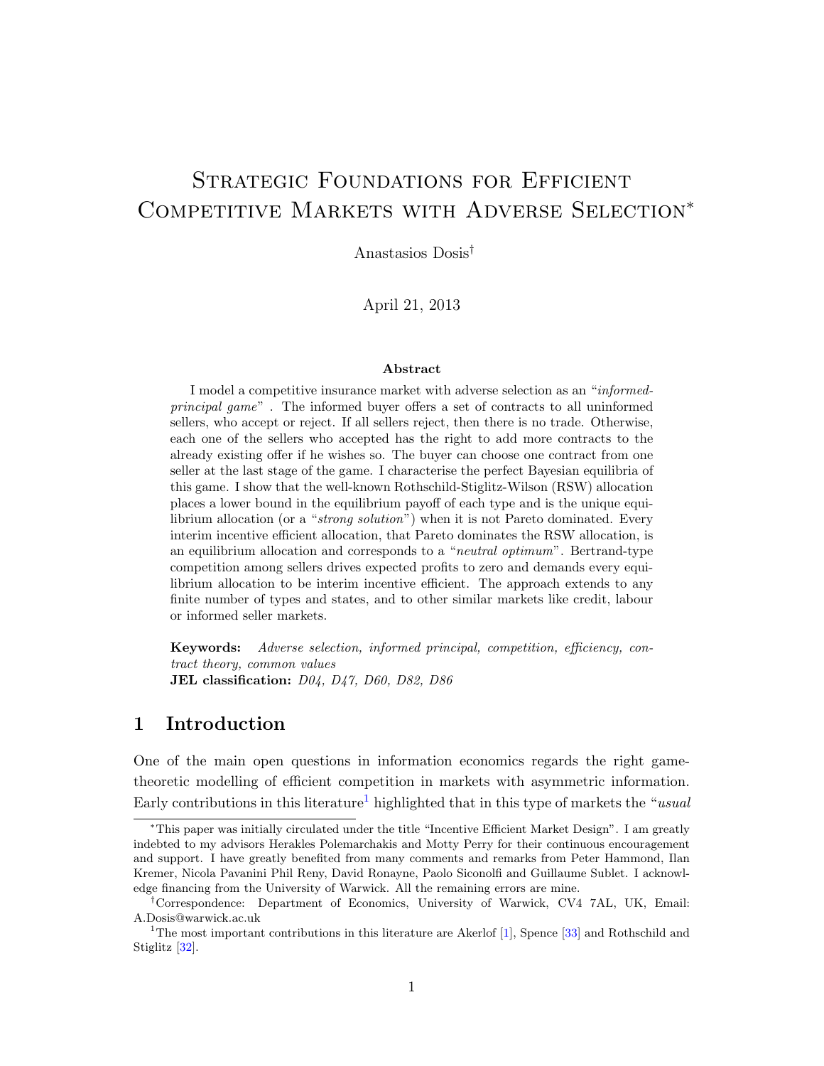# Strategic Foundations for Efficient Competitive Markets with Adverse Selection*

Anastasios Dosis†

April 21, 2013

## Abstract

I model a competitive insurance market with adverse selection as an "*informed-principal game*" . The informed buyer offers a set of contracts to all uninformed sellers, who accept or reject. If all sellers reject, then there is no trade. Otherwise, each one of the sellers who accepted has the right to add more contracts to the already existing offer if he wishes so. The buyer can choose one contract from one seller at the last stage of the game. I characterise the perfect Bayesian equilibria of this game. I show that the well-known Rothschild-Stiglitz-Wilson (RSW) allocation places a lower bound in the equilibrium payoff of each type and is the unique equilibrium allocation (or a "*strong solution*") when it is not Pareto dominated. Every interim incentive efficient allocation, that Pareto dominates the RSW allocation, is an equilibrium allocation and corresponds to a "*neutral optimum*". Bertrand-type competition among sellers drives expected profits to zero and demands every equilibrium allocation to be interim incentive efficient. The approach extends to any finite number of types and states, and to other similar markets like credit, labour or informed seller markets.

**Keywords:** *Adverse selection, informed principal, competition, efficiency, contract theory, common values*
**JEL classification:** *D04, D47, D60, D82, D86*

## 1 Introduction

One of the main open questions in information economics regards the right game-theoretic modelling of efficient competition in markets with asymmetric information. Early contributions in this literature[1] highlighted that in this type of markets the "*usual*

---

*This paper was initially circulated under the title "Incentive Efficient Market Design". I am greatly indebted to my advisors Herakles Polemarchakis and Motty Perry for their continuous encouragement and support. I have greatly benefited from many comments and remarks from Peter Hammond, Ilan Kremer, Nicola Pavanini Phil Reny, David Ronayne, Paolo Siconolfi and Guillaume Sublet. I acknowledge financing from the University of Warwick. All the remaining errors are mine.

†Correspondence: Department of Economics, University of Warwick, CV4 7AL, UK, Email: A.Dosis@warwick.ac.uk

[1]The most important contributions in this literature are Akerlof [1], Spence [33] and Rothschild and Stiglitz [32].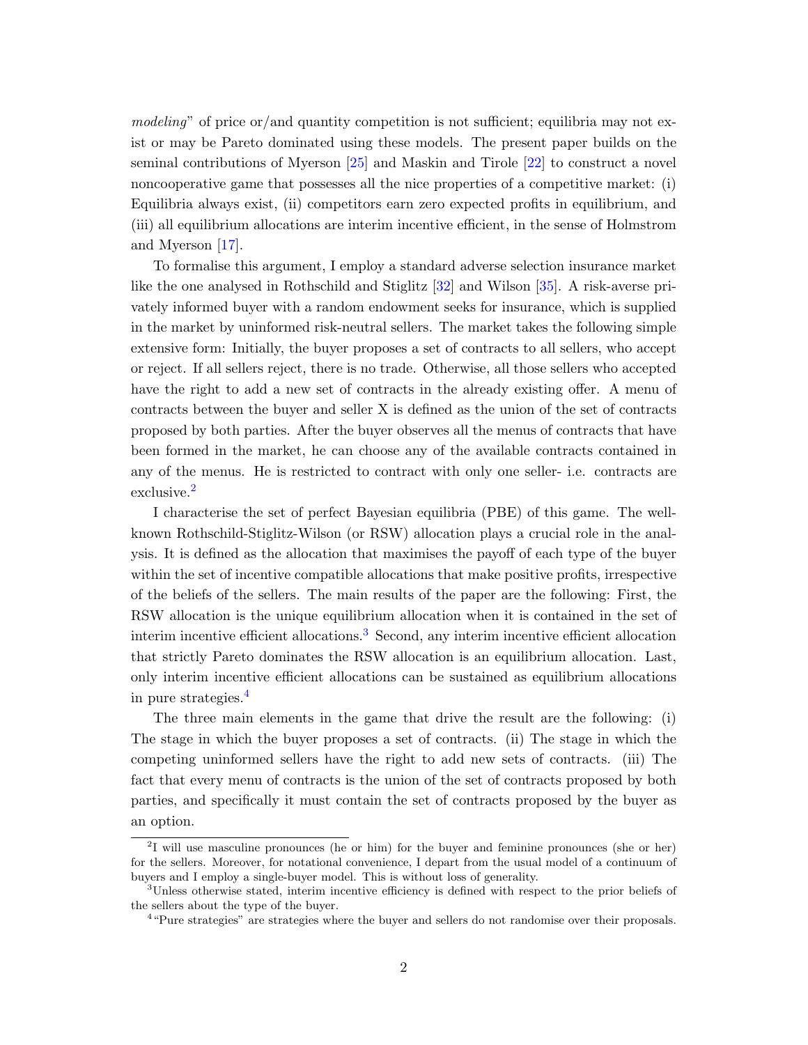*modeling*" of price or/and quantity competition is not sufficient; equilibria may not exist or may be Pareto dominated using these models. The present paper builds on the seminal contributions of Myerson [25] and Maskin and Tirole [22] to construct a novel noncooperative game that possesses all the nice properties of a competitive market: (i) Equilibria always exist, (ii) competitors earn zero expected profits in equilibrium, and (iii) all equilibrium allocations are interim incentive efficient, in the sense of Holmstrom and Myerson [17].

To formalise this argument, I employ a standard adverse selection insurance market like the one analysed in Rothschild and Stiglitz [32] and Wilson [35]. A risk-averse privately informed buyer with a random endowment seeks for insurance, which is supplied in the market by uninformed risk-neutral sellers. The market takes the following simple extensive form: Initially, the buyer proposes a set of contracts to all sellers, who accept or reject. If all sellers reject, there is no trade. Otherwise, all those sellers who accepted have the right to add a new set of contracts in the already existing offer. A menu of contracts between the buyer and seller X is defined as the union of the set of contracts proposed by both parties. After the buyer observes all the menus of contracts that have been formed in the market, he can choose any of the available contracts contained in any of the menus. He is restricted to contract with only one seller- i.e. contracts are exclusive.[2]

I characterise the set of perfect Bayesian equilibria (PBE) of this game. The well-known Rothschild-Stiglitz-Wilson (or RSW) allocation plays a crucial role in the analysis. It is defined as the allocation that maximises the payoff of each type of the buyer within the set of incentive compatible allocations that make positive profits, irrespective of the beliefs of the sellers. The main results of the paper are the following: First, the RSW allocation is the unique equilibrium allocation when it is contained in the set of interim incentive efficient allocations.[3] Second, any interim incentive efficient allocation that strictly Pareto dominates the RSW allocation is an equilibrium allocation. Last, only interim incentive efficient allocations can be sustained as equilibrium allocations in pure strategies.[4]

The three main elements in the game that drive the result are the following: (i) The stage in which the buyer proposes a set of contracts. (ii) The stage in which the competing uninformed sellers have the right to add new sets of contracts. (iii) The fact that every menu of contracts is the union of the set of contracts proposed by both parties, and specifically it must contain the set of contracts proposed by the buyer as an option.

---

[2] I will use masculine pronounces (he or him) for the buyer and feminine pronounces (she or her) for the sellers. Moreover, for notational convenience, I depart from the usual model of a continuum of buyers and I employ a single-buyer model. This is without loss of generality.

[3] Unless otherwise stated, interim incentive efficiency is defined with respect to the prior beliefs of the sellers about the type of the buyer.

[4] "Pure strategies" are strategies where the buyer and sellers do not randomise over their proposals.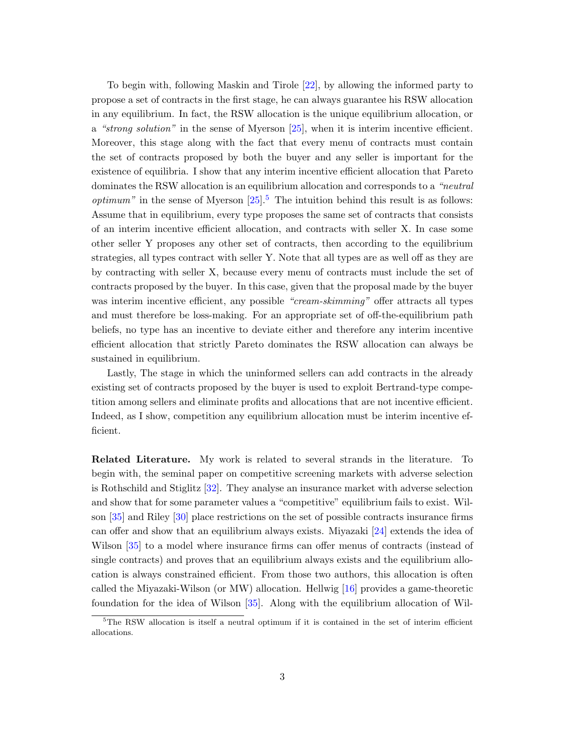To begin with, following Maskin and Tirole [22], by allowing the informed party to propose a set of contracts in the first stage, he can always guarantee his RSW allocation in any equilibrium. In fact, the RSW allocation is the unique equilibrium allocation, or a *"strong solution"* in the sense of Myerson [25], when it is interim incentive efficient. Moreover, this stage along with the fact that every menu of contracts must contain the set of contracts proposed by both the buyer and any seller is important for the existence of equilibria. I show that any interim incentive efficient allocation that Pareto dominates the RSW allocation is an equilibrium allocation and corresponds to a *"neutral optimum"* in the sense of Myerson [25].[5] The intuition behind this result is as follows: Assume that in equilibrium, every type proposes the same set of contracts that consists of an interim incentive efficient allocation, and contracts with seller X. In case some other seller Y proposes any other set of contracts, then according to the equilibrium strategies, all types contract with seller Y. Note that all types are as well off as they are by contracting with seller X, because every menu of contracts must include the set of contracts proposed by the buyer. In this case, given that the proposal made by the buyer was interim incentive efficient, any possible *"cream-skimming"* offer attracts all types and must therefore be loss-making. For an appropriate set of off-the-equilibrium path beliefs, no type has an incentive to deviate either and therefore any interim incentive efficient allocation that strictly Pareto dominates the RSW allocation can always be sustained in equilibrium.

Lastly, The stage in which the uninformed sellers can add contracts in the already existing set of contracts proposed by the buyer is used to exploit Bertrand-type competition among sellers and eliminate profits and allocations that are not incentive efficient. Indeed, as I show, competition any equilibrium allocation must be interim incentive efficient.

**Related Literature.** My work is related to several strands in the literature. To begin with, the seminal paper on competitive screening markets with adverse selection is Rothschild and Stiglitz [32]. They analyse an insurance market with adverse selection and show that for some parameter values a "competitive" equilibrium fails to exist. Wilson [35] and Riley [30] place restrictions on the set of possible contracts insurance firms can offer and show that an equilibrium always exists. Miyazaki [24] extends the idea of Wilson [35] to a model where insurance firms can offer menus of contracts (instead of single contracts) and proves that an equilibrium always exists and the equilibrium allocation is always constrained efficient. From those two authors, this allocation is often called the Miyazaki-Wilson (or MW) allocation. Hellwig [16] provides a game-theoretic foundation for the idea of Wilson [35]. Along with the equilibrium allocation of Wil-

[5] The RSW allocation is itself a neutral optimum if it is contained in the set of interim efficient allocations.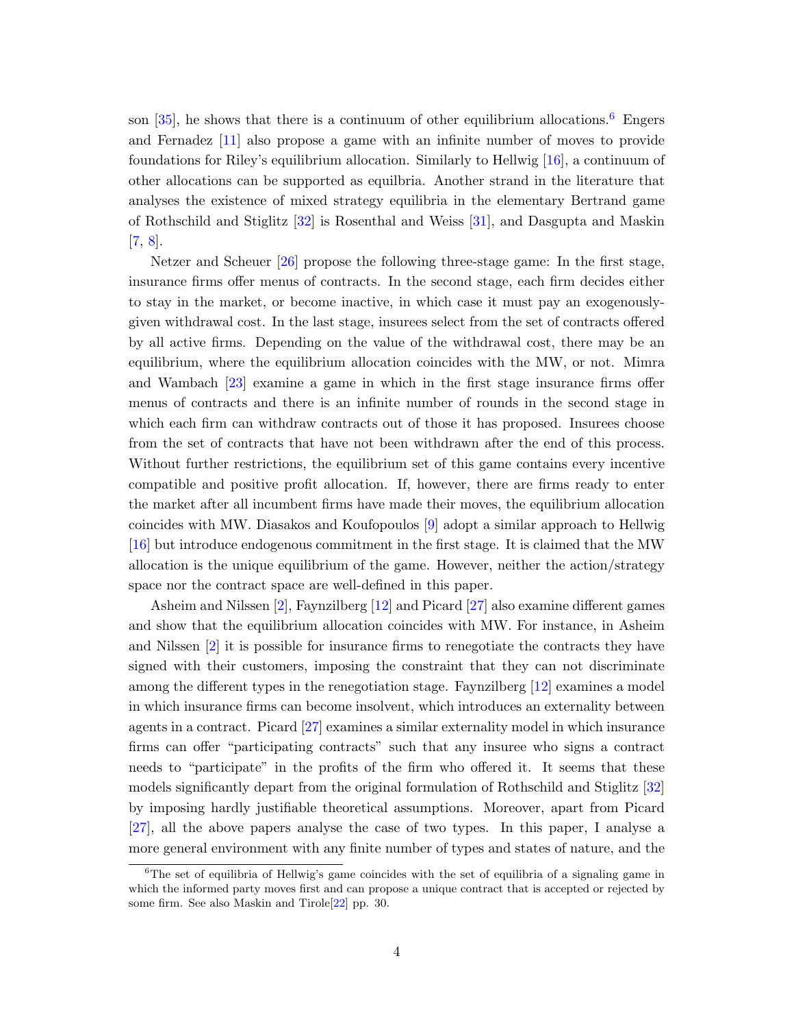son [35], he shows that there is a continuum of other equilibrium allocations.[6] Engers and Fernadez [11] also propose a game with an infinite number of moves to provide foundations for Riley's equilibrium allocation. Similarly to Hellwig [16], a continuum of other allocations can be supported as equilbria. Another strand in the literature that analyses the existence of mixed strategy equilibria in the elementary Bertrand game of Rothschild and Stiglitz [32] is Rosenthal and Weiss [31], and Dasgupta and Maskin [7, 8].

Netzer and Scheuer [26] propose the following three-stage game: In the first stage, insurance firms offer menus of contracts. In the second stage, each firm decides either to stay in the market, or become inactive, in which case it must pay an exogenously-given withdrawal cost. In the last stage, insurees select from the set of contracts offered by all active firms. Depending on the value of the withdrawal cost, there may be an equilibrium, where the equilibrium allocation coincides with the MW, or not. Mimra and Wambach [23] examine a game in which in the first stage insurance firms offer menus of contracts and there is an infinite number of rounds in the second stage in which each firm can withdraw contracts out of those it has proposed. Insurees choose from the set of contracts that have not been withdrawn after the end of this process. Without further restrictions, the equilibrium set of this game contains every incentive compatible and positive profit allocation. If, however, there are firms ready to enter the market after all incumbent firms have made their moves, the equilibrium allocation coincides with MW. Diasakos and Koufopoulos [9] adopt a similar approach to Hellwig [16] but introduce endogenous commitment in the first stage. It is claimed that the MW allocation is the unique equilibrium of the game. However, neither the action/strategy space nor the contract space are well-defined in this paper.

Asheim and Nilssen [2], Faynzilberg [12] and Picard [27] also examine different games and show that the equilibrium allocation coincides with MW. For instance, in Asheim and Nilssen [2] it is possible for insurance firms to renegotiate the contracts they have signed with their customers, imposing the constraint that they can not discriminate among the different types in the renegotiation stage. Faynzilberg [12] examines a model in which insurance firms can become insolvent, which introduces an externality between agents in a contract. Picard [27] examines a similar externality model in which insurance firms can offer "participating contracts" such that any insuree who signs a contract needs to "participate" in the profits of the firm who offered it. It seems that these models significantly depart from the original formulation of Rothschild and Stiglitz [32] by imposing hardly justifiable theoretical assumptions. Moreover, apart from Picard [27], all the above papers analyse the case of two types. In this paper, I analyse a more general environment with any finite number of types and states of nature, and the

[6] The set of equilibria of Hellwig's game coincides with the set of equilibria of a signaling game in which the informed party moves first and can propose a unique contract that is accepted or rejected by some firm. See also Maskin and Tirole[22] pp. 30.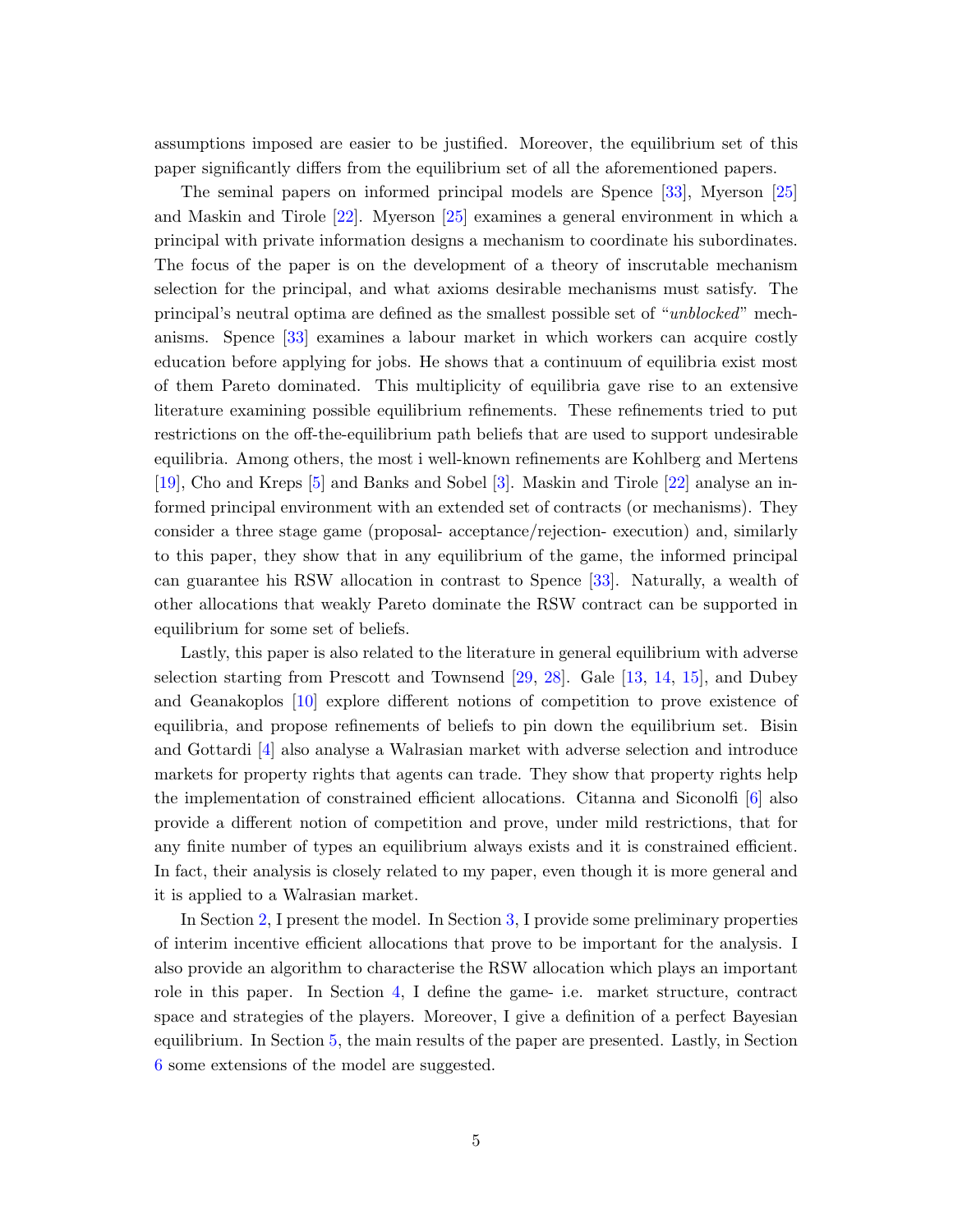assumptions imposed are easier to be justified. Moreover, the equilibrium set of this paper significantly differs from the equilibrium set of all the aforementioned papers.

The seminal papers on informed principal models are Spence [33], Myerson [25] and Maskin and Tirole [22]. Myerson [25] examines a general environment in which a principal with private information designs a mechanism to coordinate his subordinates. The focus of the paper is on the development of a theory of inscrutable mechanism selection for the principal, and what axioms desirable mechanisms must satisfy. The principal's neutral optima are defined as the smallest possible set of "*unblocked*" mechanisms. Spence [33] examines a labour market in which workers can acquire costly education before applying for jobs. He shows that a continuum of equilibria exist most of them Pareto dominated. This multiplicity of equilibria gave rise to an extensive literature examining possible equilibrium refinements. These refinements tried to put restrictions on the off-the-equilibrium path beliefs that are used to support undesirable equilibria. Among others, the most i well-known refinements are Kohlberg and Mertens [19], Cho and Kreps [5] and Banks and Sobel [3]. Maskin and Tirole [22] analyse an informed principal environment with an extended set of contracts (or mechanisms). They consider a three stage game (proposal- acceptance/rejection- execution) and, similarly to this paper, they show that in any equilibrium of the game, the informed principal can guarantee his RSW allocation in contrast to Spence [33]. Naturally, a wealth of other allocations that weakly Pareto dominate the RSW contract can be supported in equilibrium for some set of beliefs.

Lastly, this paper is also related to the literature in general equilibrium with adverse selection starting from Prescott and Townsend [29, 28]. Gale [13, 14, 15], and Dubey and Geanakoplos [10] explore different notions of competition to prove existence of equilibria, and propose refinements of beliefs to pin down the equilibrium set. Bisin and Gottardi [4] also analyse a Walrasian market with adverse selection and introduce markets for property rights that agents can trade. They show that property rights help the implementation of constrained efficient allocations. Citanna and Siconolfi [6] also provide a different notion of competition and prove, under mild restrictions, that for any finite number of types an equilibrium always exists and it is constrained efficient. In fact, their analysis is closely related to my paper, even though it is more general and it is applied to a Walrasian market.

In Section 2, I present the model. In Section 3, I provide some preliminary properties of interim incentive efficient allocations that prove to be important for the analysis. I also provide an algorithm to characterise the RSW allocation which plays an important role in this paper. In Section 4, I define the game- i.e. market structure, contract space and strategies of the players. Moreover, I give a definition of a perfect Bayesian equilibrium. In Section 5, the main results of the paper are presented. Lastly, in Section 6 some extensions of the model are suggested.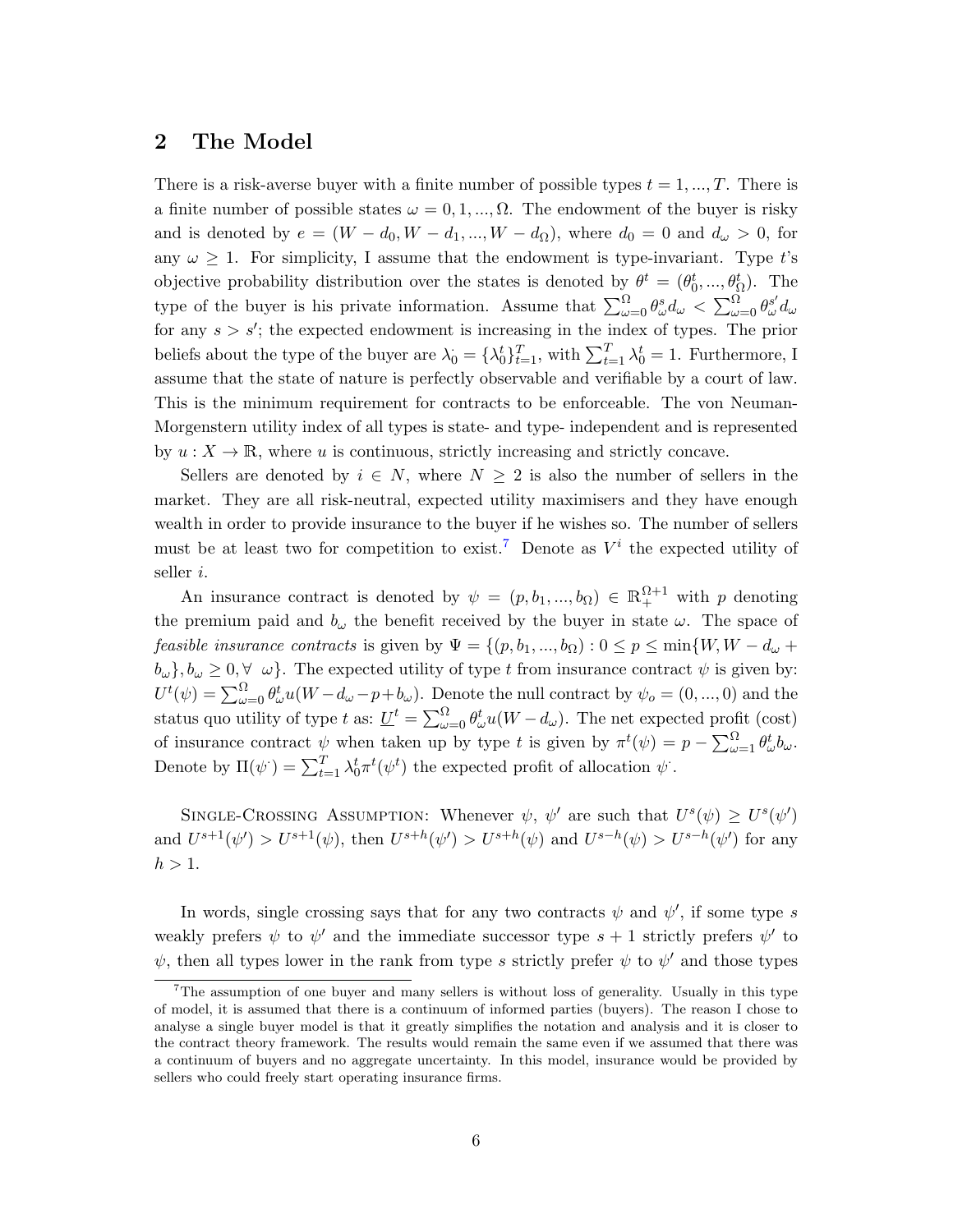## 2 The Model

There is a risk-averse buyer with a finite number of possible types $t = 1, ..., T$. There is a finite number of possible states $\omega = 0, 1, ..., \Omega$. The endowment of the buyer is risky and is denoted by $e = (W - d_0, W - d_1, ..., W - d_\Omega)$, where $d_0 = 0$ and $d_\omega > 0$, for any $\omega \geq 1$. For simplicity, I assume that the endowment is type-invariant. Type $t$'s objective probability distribution over the states is denoted by $\theta^t = (\theta_0^t, ..., \theta_\Omega^t)$. The type of the buyer is his private information. Assume that $\sum_{\omega=0}^{\Omega} \theta_\omega^s d_\omega < \sum_{\omega=0}^{\Omega} \theta_\omega^{s'} d_\omega$ for any $s > s'$; the expected endowment is increasing in the index of types. The prior beliefs about the type of the buyer are $\lambda_0^{\cdot} = \{\lambda_0^t\}_{t=1}^T$, with $\sum_{t=1}^T \lambda_0^t = 1$. Furthermore, I assume that the state of nature is perfectly observable and verifiable by a court of law. This is the minimum requirement for contracts to be enforceable. The von Neuman-Morgenstern utility index of all types is state- and type- independent and is represented by $u : X \to \mathbb{R}$, where $u$ is continuous, strictly increasing and strictly concave.

Sellers are denoted by $i \in N$, where $N \geq 2$ is also the number of sellers in the market. They are all risk-neutral, expected utility maximisers and they have enough wealth in order to provide insurance to the buyer if he wishes so. The number of sellers must be at least two for competition to exist.[7] Denote as $V^i$ the expected utility of seller $i$.

An insurance contract is denoted by $\psi = (p, b_1, ..., b_\Omega) \in \mathbb{R}_+^{\Omega+1}$ with $p$ denoting the premium paid and $b_\omega$ the benefit received by the buyer in state $\omega$. The space of *feasible insurance contracts* is given by $\Psi = \{(p, b_1, ..., b_\Omega) : 0 \leq p \leq \min\{W, W - d_\omega + b_\omega\}, b_\omega \geq 0, \forall\ \omega\}$. The expected utility of type $t$ from insurance contract $\psi$ is given by: $U^t(\psi) = \sum_{\omega=0}^{\Omega} \theta_\omega^t u(W - d_\omega - p + b_\omega)$. Denote the null contract by $\psi_o = (0, ..., 0)$ and the status quo utility of type $t$ as: $\underline{U}^t = \sum_{\omega=0}^{\Omega} \theta_\omega^t u(W - d_\omega)$. The net expected profit (cost) of insurance contract $\psi$ when taken up by type $t$ is given by $\pi^t(\psi) = p - \sum_{\omega=1}^{\Omega} \theta_\omega^t b_\omega$. Denote by $\Pi(\psi^{\cdot}) = \sum_{t=1}^T \lambda_0^t \pi^t(\psi^t)$ the expected profit of allocation $\psi^{\cdot}$.

Single-Crossing Assumption: Whenever $\psi$, $\psi'$ are such that $U^s(\psi) \geq U^s(\psi')$ and $U^{s+1}(\psi') > U^{s+1}(\psi)$, then $U^{s+h}(\psi') > U^{s+h}(\psi)$ and $U^{s-h}(\psi) > U^{s-h}(\psi')$ for any $h > 1$.

In words, single crossing says that for any two contracts $\psi$ and $\psi'$, if some type $s$ weakly prefers $\psi$ to $\psi'$ and the immediate successor type $s+1$ strictly prefers $\psi'$ to $\psi$, then all types lower in the rank from type $s$ strictly prefer $\psi$ to $\psi'$ and those types

[7] The assumption of one buyer and many sellers is without loss of generality. Usually in this type of model, it is assumed that there is a continuum of informed parties (buyers). The reason I chose to analyse a single buyer model is that it greatly simplifies the notation and analysis and it is closer to the contract theory framework. The results would remain the same even if we assumed that there was a continuum of buyers and no aggregate uncertainty. In this model, insurance would be provided by sellers who could freely start operating insurance firms.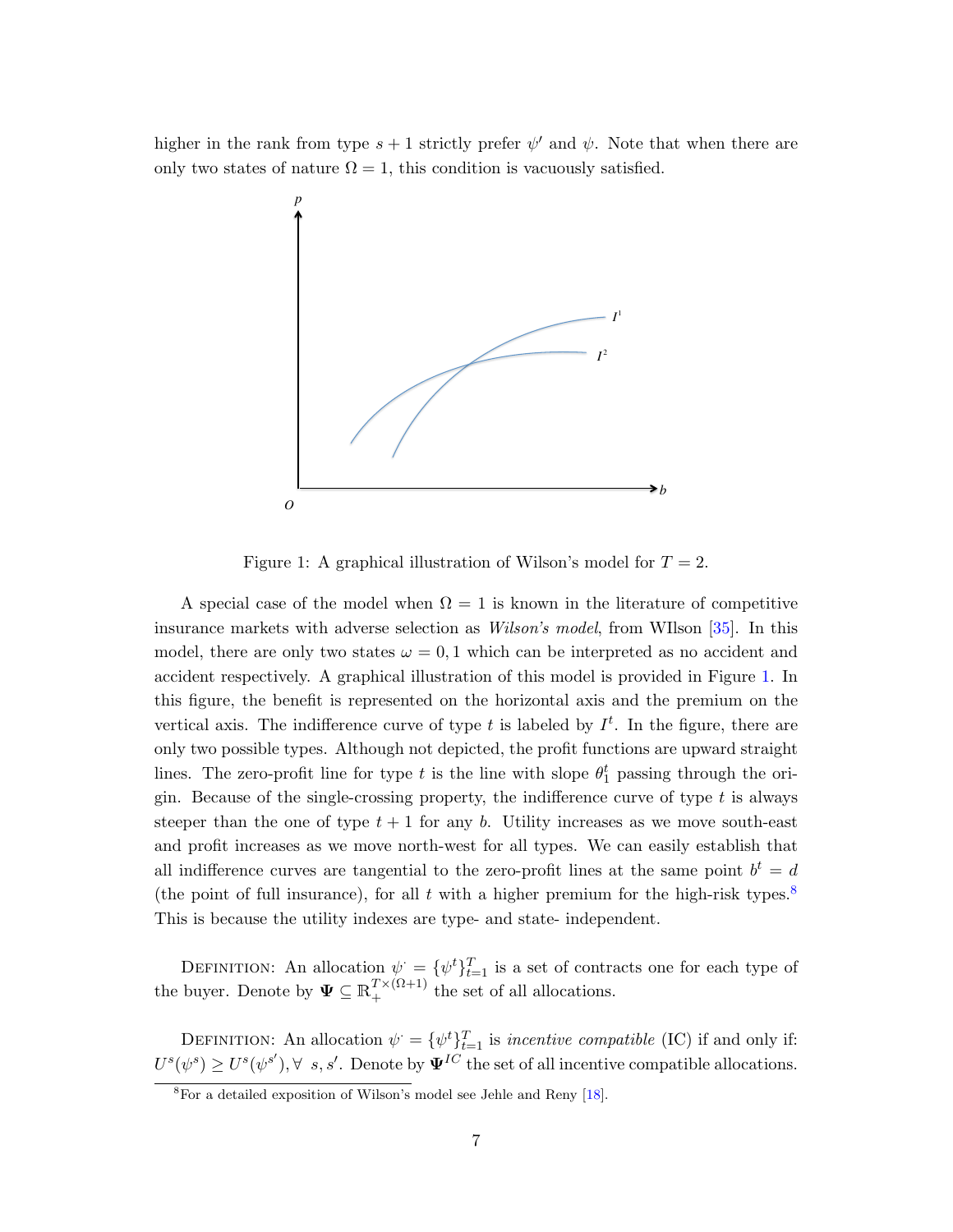higher in the rank from type $s+1$ strictly prefer $\psi'$ and $\psi$. Note that when there are only two states of nature $\Omega = 1$, this condition is vacuously satisfied.

Figure 1: A graphical illustration of Wilson's model for $T = 2$.

A special case of the model when $\Omega = 1$ is known in the literature of competitive insurance markets with adverse selection as *Wilson's model*, from WIlson [35]. In this model, there are only two states $\omega = 0, 1$ which can be interpreted as no accident and accident respectively. A graphical illustration of this model is provided in Figure 1. In this figure, the benefit is represented on the horizontal axis and the premium on the vertical axis. The indifference curve of type $t$ is labeled by $I^t$. In the figure, there are only two possible types. Although not depicted, the profit functions are upward straight lines. The zero-profit line for type $t$ is the line with slope $\theta_1^t$ passing through the origin. Because of the single-crossing property, the indifference curve of type $t$ is always steeper than the one of type $t+1$ for any $b$. Utility increases as we move south-east and profit increases as we move north-west for all types. We can easily establish that all indifference curves are tangential to the zero-profit lines at the same point $b^t = d$ (the point of full insurance), for all $t$ with a higher premium for the high-risk types.[8] This is because the utility indexes are type- and state- independent.

DEFINITION: An allocation $\psi^{\cdot} = \{\psi^t\}_{t=1}^T$ is a set of contracts one for each type of the buyer. Denote by $\mathbf{\Psi} \subseteq \mathbb{R}_+^{T\times(\Omega+1)}$ the set of all allocations.

DEFINITION: An allocation $\psi^{\cdot} = \{\psi^t\}_{t=1}^T$ is *incentive compatible* (IC) if and only if: $U^s(\psi^s) \geq U^s(\psi^{s'}), \forall\ s, s'$. Denote by $\mathbf{\Psi}^{IC}$ the set of all incentive compatible allocations.

[8]For a detailed exposition of Wilson's model see Jehle and Reny [18].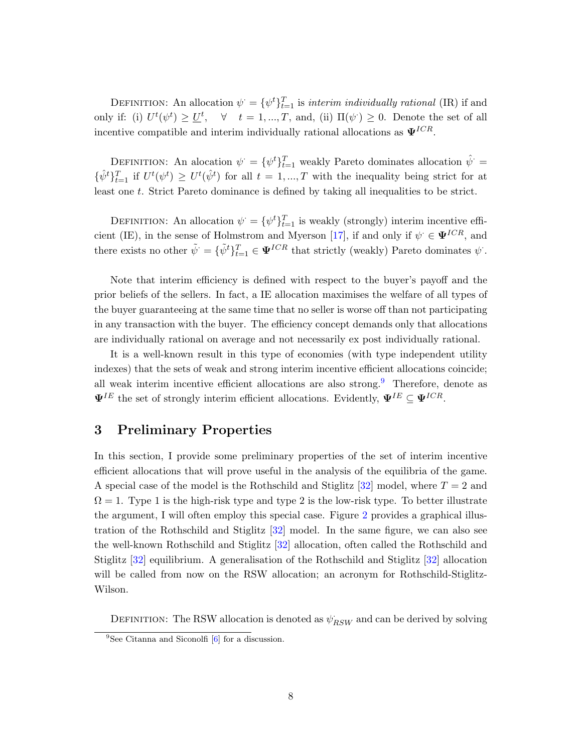Definition: An allocation $\psi^{\cdot} = \{\psi^t\}_{t=1}^T$ is *interim individually rational* (IR) if and only if: (i) $U^t(\psi^t) \geq \underline{U}^t, \quad \forall \quad t = 1, ..., T$, and, (ii) $\Pi(\psi^{\cdot}) \geq 0$. Denote the set of all incentive compatible and interim individually rational allocations as $\mathbf{\Psi}^{ICR}$.

Definition: An alocation $\psi^{\cdot} = \{\psi^t\}_{t=1}^T$ weakly Pareto dominates allocation $\hat{\psi}^{\cdot} = \{\hat{\psi}^t\}_{t=1}^T$ if $U^t(\psi^t) \geq U^t(\hat{\psi}^t)$ for all $t = 1, ..., T$ with the inequality being strict for at least one $t$. Strict Pareto dominance is defined by taking all inequalities to be strict.

Definition: An allocation $\psi^{\cdot} = \{\psi^t\}_{t=1}^T$ is weakly (strongly) interim incentive efficient (IE), in the sense of Holmstrom and Myerson [17], if and only if $\psi^{\cdot} \in \mathbf{\Psi}^{ICR}$, and there exists no other $\tilde{\psi}^{\cdot} = \{\tilde{\psi}^t\}_{t=1}^T \in \mathbf{\Psi}^{ICR}$ that strictly (weakly) Pareto dominates $\psi^{\cdot}$.

Note that interim efficiency is defined with respect to the buyer's payoff and the prior beliefs of the sellers. In fact, a IE allocation maximises the welfare of all types of the buyer guaranteeing at the same time that no seller is worse off than not participating in any transaction with the buyer. The efficiency concept demands only that allocations are individually rational on average and not necessarily ex post individually rational.

It is a well-known result in this type of economies (with type independent utility indexes) that the sets of weak and strong interim incentive efficient allocations coincide; all weak interim incentive efficient allocations are also strong.[9] Therefore, denote as $\mathbf{\Psi}^{IE}$ the set of strongly interim efficient allocations. Evidently, $\mathbf{\Psi}^{IE} \subseteq \mathbf{\Psi}^{ICR}$.

## 3 Preliminary Properties

In this section, I provide some preliminary properties of the set of interim incentive efficient allocations that will prove useful in the analysis of the equilibria of the game. A special case of the model is the Rothschild and Stiglitz [32] model, where $T = 2$ and $\Omega = 1$. Type 1 is the high-risk type and type 2 is the low-risk type. To better illustrate the argument, I will often employ this special case. Figure 2 provides a graphical illustration of the Rothschild and Stiglitz [32] model. In the same figure, we can also see the well-known Rothschild and Stiglitz [32] allocation, often called the Rothschild and Stiglitz [32] equilibrium. A generalisation of the Rothschild and Stiglitz [32] allocation will be called from now on the RSW allocation; an acronym for Rothschild-Stiglitz-Wilson.

Definition: The RSW allocation is denoted as $\psi^{\cdot}_{RSW}$ and can be derived by solving

[9] See Citanna and Siconolfi [6] for a discussion.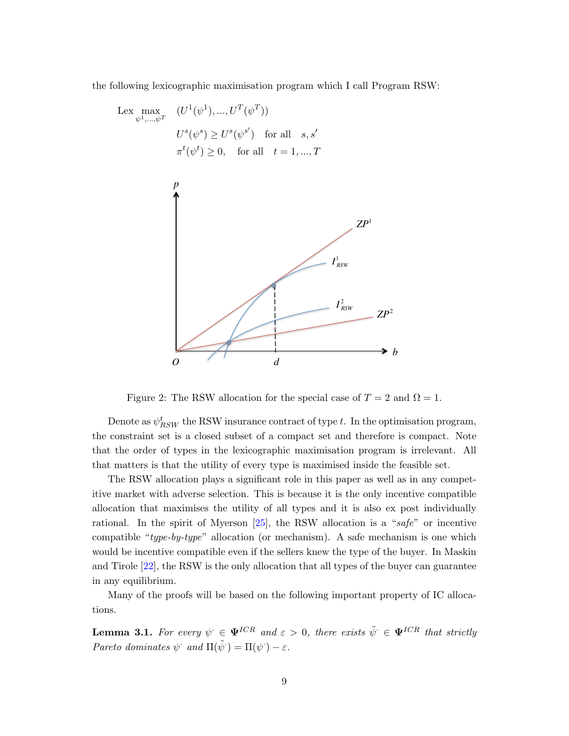the following lexicographic maximisation program which I call Program RSW:

$$\text{Lex} \max_{\psi^1,\ldots,\psi^T} \quad (U^1(\psi^1), \ldots, U^T(\psi^T))$$

$$U^s(\psi^s) \geq U^s(\psi^{s'}) \quad \text{for all} \quad s, s'$$

$$\pi^t(\psi^t) \geq 0, \quad \text{for all} \quad t = 1, \ldots, T$$

Figure 2: The RSW allocation for the special case of $T = 2$ and $\Omega = 1$.

Denote as $\psi^t_{RSW}$ the RSW insurance contract of type $t$. In the optimisation program, the constraint set is a closed subset of a compact set and therefore is compact. Note that the order of types in the lexicographic maximisation program is irrelevant. All that matters is that the utility of every type is maximised inside the feasible set.

The RSW allocation plays a significant role in this paper as well as in any competitive market with adverse selection. This is because it is the only incentive compatible allocation that maximises the utility of all types and it is also ex post individually rational. In the spirit of Myerson [25], the RSW allocation is a "*safe*" or incentive compatible "*type-by-type*" allocation (or mechanism). A safe mechanism is one which would be incentive compatible even if the sellers knew the type of the buyer. In Maskin and Tirole [22], the RSW is the only allocation that all types of the buyer can guarantee in any equilibrium.

Many of the proofs will be based on the following important property of IC allocations.

**Lemma 3.1.** *For every $\psi^{\cdot} \in \mathbf{\Psi}^{ICR}$ and $\varepsilon > 0$, there exists $\tilde{\psi}^{\cdot} \in \mathbf{\Psi}^{ICR}$ that strictly Pareto dominates $\psi^{\cdot}$ and $\Pi(\tilde{\psi}^{\cdot}) = \Pi(\psi^{\cdot}) - \varepsilon$.*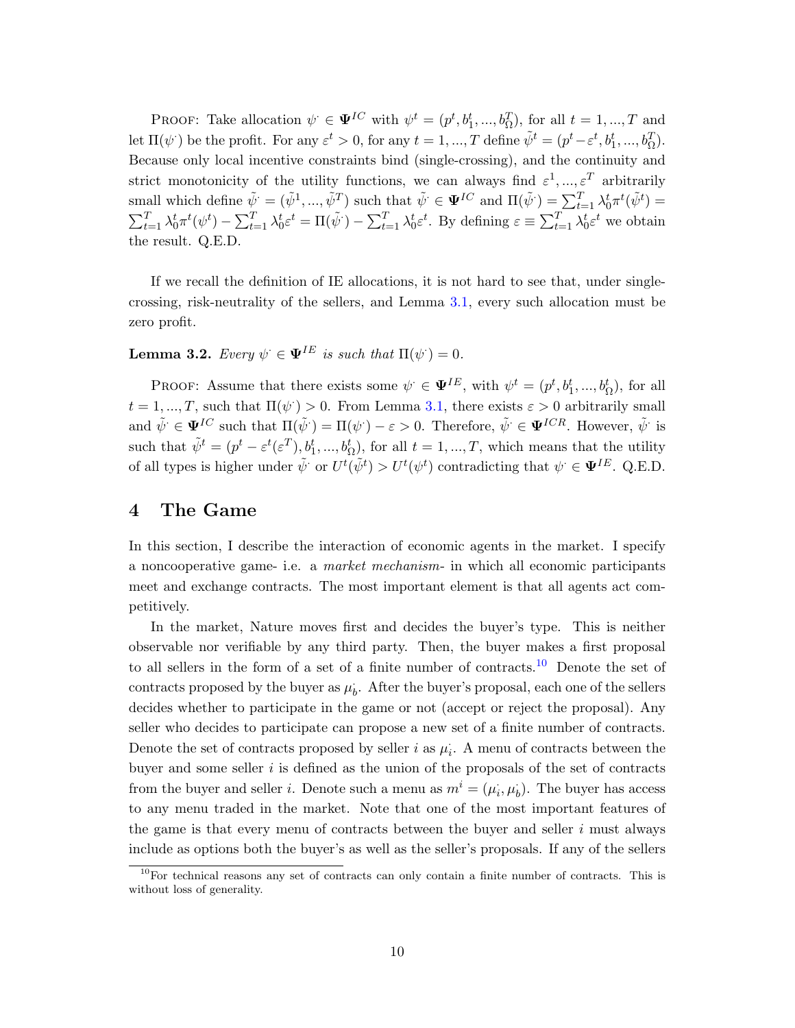PROOF: Take allocation $\psi^{\cdot} \in \mathbf{\Psi}^{IC}$ with $\psi^t = (p^t, b_1^t, ..., b_\Omega^T)$, for all $t = 1, ..., T$ and let $\Pi(\psi^{\cdot})$ be the profit. For any $\varepsilon^t > 0$, for any $t = 1, ..., T$ define $\tilde{\psi}^t = (p^t - \varepsilon^t, b_1^t, ..., b_\Omega^T)$. Because only local incentive constraints bind (single-crossing), and the continuity and strict monotonicity of the utility functions, we can always find $\varepsilon^1, ..., \varepsilon^T$ arbitrarily small which define $\tilde{\psi}^{\cdot} = (\tilde{\psi}^1, ..., \tilde{\psi}^T)$ such that $\tilde{\psi}^{\cdot} \in \mathbf{\Psi}^{IC}$ and $\Pi(\tilde{\psi}^{\cdot}) = \sum_{t=1}^T \lambda_0^t \pi^t(\tilde{\psi}^t) = \sum_{t=1}^T \lambda_0^t \pi^t(\psi^t) - \sum_{t=1}^T \lambda_0^t \varepsilon^t = \Pi(\tilde{\psi}^{\cdot}) - \sum_{t=1}^T \lambda_0^t \varepsilon^t$. By defining $\varepsilon \equiv \sum_{t=1}^T \lambda_0^t \varepsilon^t$ we obtain the result. Q.E.D.

If we recall the definition of IE allocations, it is not hard to see that, under single-crossing, risk-neutrality of the sellers, and Lemma 3.1, every such allocation must be zero profit.

**Lemma 3.2.** *Every $\psi^{\cdot} \in \mathbf{\Psi}^{IE}$ is such that $\Pi(\psi^{\cdot}) = 0$.*

PROOF: Assume that there exists some $\psi^{\cdot} \in \mathbf{\Psi}^{IE}$, with $\psi^t = (p^t, b_1^t, ..., b_\Omega^t)$, for all $t = 1, ..., T$, such that $\Pi(\psi^{\cdot}) > 0$. From Lemma 3.1, there exists $\varepsilon > 0$ arbitrarily small and $\tilde{\psi}^{\cdot} \in \mathbf{\Psi}^{IC}$ such that $\Pi(\tilde{\psi}^{\cdot}) = \Pi(\psi^{\cdot}) - \varepsilon > 0$. Therefore, $\tilde{\psi}^{\cdot} \in \mathbf{\Psi}^{ICR}$. However, $\tilde{\psi}^{\cdot}$ is such that $\tilde{\psi}^t = (p^t - \varepsilon^t(\varepsilon^T), b_1^t, ..., b_\Omega^t)$, for all $t = 1, ..., T$, which means that the utility of all types is higher under $\tilde{\psi}^{\cdot}$ or $U^t(\tilde{\psi}^t) > U^t(\psi^t)$ contradicting that $\psi^{\cdot} \in \mathbf{\Psi}^{IE}$. Q.E.D.

## 4 The Game

In this section, I describe the interaction of economic agents in the market. I specify a noncooperative game- i.e. a *market mechanism*- in which all economic participants meet and exchange contracts. The most important element is that all agents act competitively.

In the market, Nature moves first and decides the buyer's type. This is neither observable nor verifiable by any third party. Then, the buyer makes a first proposal to all sellers in the form of a set of a finite number of contracts.[10] Denote the set of contracts proposed by the buyer as $\mu_b^{\cdot}$. After the buyer's proposal, each one of the sellers decides whether to participate in the game or not (accept or reject the proposal). Any seller who decides to participate can propose a new set of a finite number of contracts. Denote the set of contracts proposed by seller $i$ as $\mu_i^{\cdot}$. A menu of contracts between the buyer and some seller $i$ is defined as the union of the proposals of the set of contracts from the buyer and seller $i$. Denote such a menu as $m^i = (\mu_i^{\cdot}, \mu_b^{\cdot})$. The buyer has access to any menu traded in the market. Note that one of the most important features of the game is that every menu of contracts between the buyer and seller $i$ must always include as options both the buyer's as well as the seller's proposals. If any of the sellers

[10] For technical reasons any set of contracts can only contain a finite number of contracts. This is without loss of generality.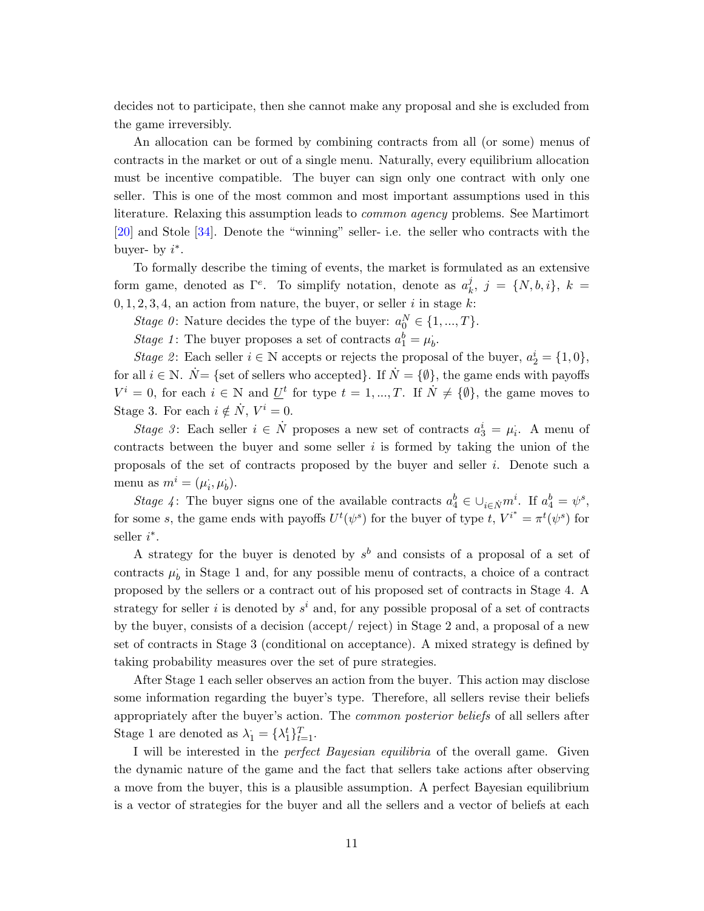decides not to participate, then she cannot make any proposal and she is excluded from the game irreversibly.

An allocation can be formed by combining contracts from all (or some) menus of contracts in the market or out of a single menu. Naturally, every equilibrium allocation must be incentive compatible. The buyer can sign only one contract with only one seller. This is one of the most common and most important assumptions used in this literature. Relaxing this assumption leads to *common agency* problems. See Martimort [20] and Stole [34]. Denote the "winning" seller- i.e. the seller who contracts with the buyer- by $i^*$.

To formally describe the timing of events, the market is formulated as an extensive form game, denoted as $\Gamma^e$. To simplify notation, denote as $a_k^j$, $j = \{N, b, i\}$, $k = 0, 1, 2, 3, 4$, an action from nature, the buyer, or seller $i$ in stage $k$:

*Stage 0*: Nature decides the type of the buyer: $a_0^N \in \{1, ..., T\}$.

*Stage 1*: The buyer proposes a set of contracts $a_1^b = \mu_b^{\cdot}$.

*Stage 2*: Each seller $i \in \mathbb{N}$ accepts or rejects the proposal of the buyer, $a_2^i = \{1, 0\}$, for all $i \in \mathbb{N}$. $\dot{N}$= {set of sellers who accepted}. If $\dot{N} = \{\emptyset\}$, the game ends with payoffs $V^i = 0$, for each $i \in \mathbb{N}$ and $\underline{U}^t$ for type $t = 1, ..., T$. If $\dot{N} \neq \{\emptyset\}$, the game moves to Stage 3. For each $i \notin \dot{N}$, $V^i = 0$.

*Stage 3*: Each seller $i \in \dot{N}$ proposes a new set of contracts $a_3^i = \mu_i^{\cdot}$. A menu of contracts between the buyer and some seller $i$ is formed by taking the union of the proposals of the set of contracts proposed by the buyer and seller $i$. Denote such a menu as $m^i = (\mu_i^{\cdot}, \mu_b^{\cdot})$.

*Stage 4*: The buyer signs one of the available contracts $a_4^b \in \cup_{i \in \dot{N}} m^i$. If $a_4^b = \psi^s$, for some $s$, the game ends with payoffs $U^t(\psi^s)$ for the buyer of type $t$, $V^{i^*} = \pi^t(\psi^s)$ for seller $i^*$.

A strategy for the buyer is denoted by $s^b$ and consists of a proposal of a set of contracts $\mu_b^{\cdot}$ in Stage 1 and, for any possible menu of contracts, a choice of a contract proposed by the sellers or a contract out of his proposed set of contracts in Stage 4. A strategy for seller $i$ is denoted by $s^i$ and, for any possible proposal of a set of contracts by the buyer, consists of a decision (accept/ reject) in Stage 2 and, a proposal of a new set of contracts in Stage 3 (conditional on acceptance). A mixed strategy is defined by taking probability measures over the set of pure strategies.

After Stage 1 each seller observes an action from the buyer. This action may disclose some information regarding the buyer's type. Therefore, all sellers revise their beliefs appropriately after the buyer's action. The *common posterior beliefs* of all sellers after Stage 1 are denoted as $\lambda_1^{\cdot} = \{\lambda_1^t\}_{t=1}^T$.

I will be interested in the *perfect Bayesian equilibria* of the overall game. Given the dynamic nature of the game and the fact that sellers take actions after observing a move from the buyer, this is a plausible assumption. A perfect Bayesian equilibrium is a vector of strategies for the buyer and all the sellers and a vector of beliefs at each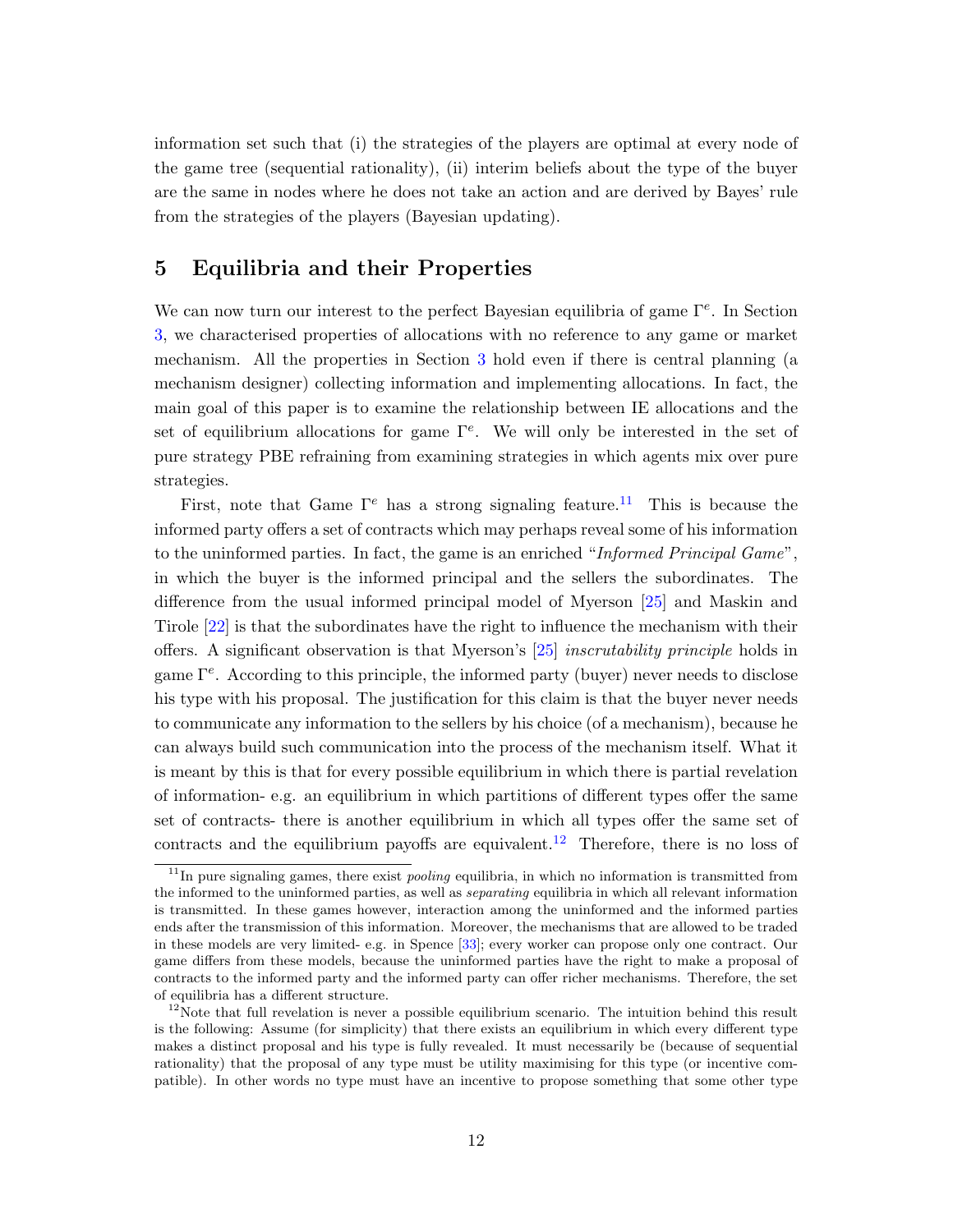information set such that (i) the strategies of the players are optimal at every node of the game tree (sequential rationality), (ii) interim beliefs about the type of the buyer are the same in nodes where he does not take an action and are derived by Bayes' rule from the strategies of the players (Bayesian updating).

## 5 Equilibria and their Properties

We can now turn our interest to the perfect Bayesian equilibria of game $\Gamma^e$. In Section 3, we characterised properties of allocations with no reference to any game or market mechanism. All the properties in Section 3 hold even if there is central planning (a mechanism designer) collecting information and implementing allocations. In fact, the main goal of this paper is to examine the relationship between IE allocations and the set of equilibrium allocations for game $\Gamma^e$. We will only be interested in the set of pure strategy PBE refraining from examining strategies in which agents mix over pure strategies.

First, note that Game $\Gamma^e$ has a strong signaling feature.[11] This is because the informed party offers a set of contracts which may perhaps reveal some of his information to the uninformed parties. In fact, the game is an enriched "*Informed Principal Game*", in which the buyer is the informed principal and the sellers the subordinates. The difference from the usual informed principal model of Myerson [25] and Maskin and Tirole [22] is that the subordinates have the right to influence the mechanism with their offers. A significant observation is that Myerson's [25] *inscrutability principle* holds in game $\Gamma^e$. According to this principle, the informed party (buyer) never needs to disclose his type with his proposal. The justification for this claim is that the buyer never needs to communicate any information to the sellers by his choice (of a mechanism), because he can always build such communication into the process of the mechanism itself. What it is meant by this is that for every possible equilibrium in which there is partial revelation of information- e.g. an equilibrium in which partitions of different types offer the same set of contracts- there is another equilibrium in which all types offer the same set of contracts and the equilibrium payoffs are equivalent.[12] Therefore, there is no loss of

[11] In pure signaling games, there exist *pooling* equilibria, in which no information is transmitted from the informed to the uninformed parties, as well as *separating* equilibria in which all relevant information is transmitted. In these games however, interaction among the uninformed and the informed parties ends after the transmission of this information. Moreover, the mechanisms that are allowed to be traded in these models are very limited- e.g. in Spence [33]; every worker can propose only one contract. Our game differs from these models, because the uninformed parties have the right to make a proposal of contracts to the informed party and the informed party can offer richer mechanisms. Therefore, the set of equilibria has a different structure.

[12] Note that full revelation is never a possible equilibrium scenario. The intuition behind this result is the following: Assume (for simplicity) that there exists an equilibrium in which every different type makes a distinct proposal and his type is fully revealed. It must necessarily be (because of sequential rationality) that the proposal of any type must be utility maximising for this type (or incentive compatible). In other words no type must have an incentive to propose something that some other type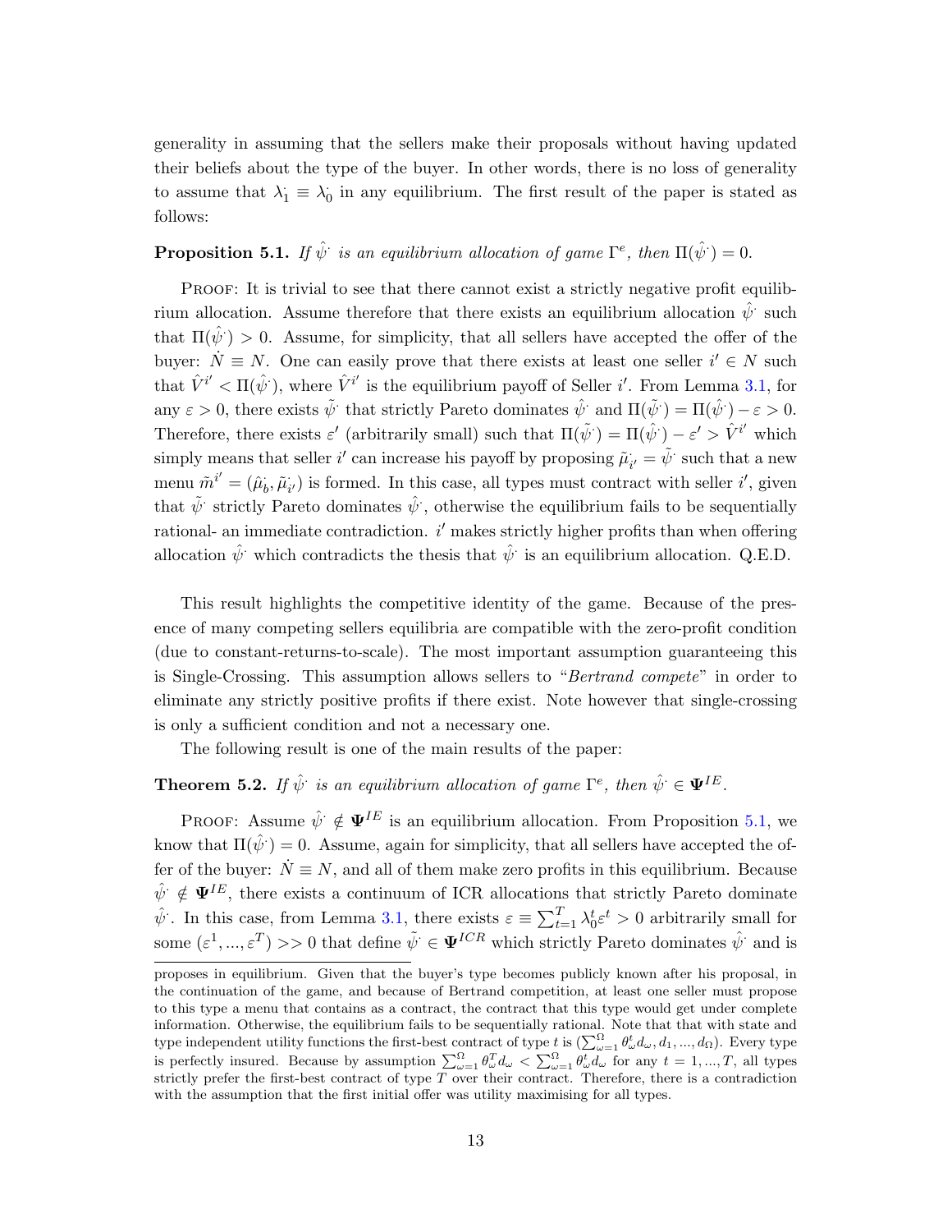generality in assuming that the sellers make their proposals without having updated their beliefs about the type of the buyer. In other words, there is no loss of generality to assume that $\lambda_1^{\cdot} \equiv \lambda_0^{\cdot}$ in any equilibrium. The first result of the paper is stated as follows:

**Proposition 5.1.** *If $\hat{\psi}^{\cdot}$ is an equilibrium allocation of game $\Gamma^e$, then $\Pi(\hat{\psi}^{\cdot}) = 0$.*

Proof: It is trivial to see that there cannot exist a strictly negative profit equilibrium allocation. Assume therefore that there exists an equilibrium allocation $\hat{\psi}^{\cdot}$ such that $\Pi(\hat{\psi}^{\cdot}) > 0$. Assume, for simplicity, that all sellers have accepted the offer of the buyer: $\dot{N} \equiv N$. One can easily prove that there exists at least one seller $i' \in N$ such that $\hat{V}^{i'} < \Pi(\hat{\psi}^{\cdot})$, where $\hat{V}^{i'}$ is the equilibrium payoff of Seller $i'$. From Lemma 3.1, for any $\varepsilon > 0$, there exists $\tilde{\psi}^{\cdot}$ that strictly Pareto dominates $\hat{\psi}^{\cdot}$ and $\Pi(\tilde{\psi}^{\cdot}) = \Pi(\hat{\psi}^{\cdot}) - \varepsilon > 0$. Therefore, there exists $\varepsilon'$ (arbitrarily small) such that $\Pi(\tilde{\psi}^{\cdot}) = \Pi(\hat{\psi}^{\cdot}) - \varepsilon' > \hat{V}^{i'}$ which simply means that seller $i'$ can increase his payoff by proposing $\tilde{\mu}_{i'}^{\cdot} = \tilde{\psi}^{\cdot}$ such that a new menu $\tilde{m}^{i'} = (\hat{\mu}_b^{\cdot}, \tilde{\mu}_{i'}^{\cdot})$ is formed. In this case, all types must contract with seller $i'$, given that $\tilde{\psi}^{\cdot}$ strictly Pareto dominates $\hat{\psi}^{\cdot}$, otherwise the equilibrium fails to be sequentially rational- an immediate contradiction. $i'$ makes strictly higher profits than when offering allocation $\hat{\psi}^{\cdot}$ which contradicts the thesis that $\hat{\psi}^{\cdot}$ is an equilibrium allocation. Q.E.D.

This result highlights the competitive identity of the game. Because of the presence of many competing sellers equilibria are compatible with the zero-profit condition (due to constant-returns-to-scale). The most important assumption guaranteeing this is Single-Crossing. This assumption allows sellers to "*Bertrand compete*" in order to eliminate any strictly positive profits if there exist. Note however that single-crossing is only a sufficient condition and not a necessary one.

The following result is one of the main results of the paper:

**Theorem 5.2.** *If $\hat{\psi}^{\cdot}$ is an equilibrium allocation of game $\Gamma^e$, then $\hat{\psi}^{\cdot} \in \mathbf{\Psi}^{IE}$.*

Proof: Assume $\hat{\psi}^{\cdot} \notin \mathbf{\Psi}^{IE}$ is an equilibrium allocation. From Proposition 5.1, we know that $\Pi(\hat{\psi}^{\cdot}) = 0$. Assume, again for simplicity, that all sellers have accepted the offer of the buyer: $\dot{N} \equiv N$, and all of them make zero profits in this equilibrium. Because $\hat{\psi}^{\cdot} \notin \mathbf{\Psi}^{IE}$, there exists a continuum of ICR allocations that strictly Pareto dominate $\hat{\psi}^{\cdot}$. In this case, from Lemma 3.1, there exists $\varepsilon \equiv \sum_{t=1}^{T} \lambda_0^t \varepsilon^t > 0$ arbitrarily small for some $(\varepsilon^1, ..., \varepsilon^T) >> 0$ that define $\tilde{\psi}^{\cdot} \in \mathbf{\Psi}^{ICR}$ which strictly Pareto dominates $\hat{\psi}^{\cdot}$ and is

proposes in equilibrium. Given that the buyer's type becomes publicly known after his proposal, in the continuation of the game, and because of Bertrand competition, at least one seller must propose to this type a menu that contains as a contract, the contract that this type would get under complete information. Otherwise, the equilibrium fails to be sequentially rational. Note that that with state and type independent utility functions the first-best contract of type $t$ is $(\sum_{\omega=1}^{\Omega} \theta_\omega^t d_\omega, d_1, ..., d_\Omega)$. Every type is perfectly insured. Because by assumption $\sum_{\omega=1}^{\Omega} \theta_\omega^T d_\omega < \sum_{\omega=1}^{\Omega} \theta_\omega^t d_\omega$ for any $t = 1, ..., T$, all types strictly prefer the first-best contract of type $T$ over their contract. Therefore, there is a contradiction with the assumption that the first initial offer was utility maximising for all types.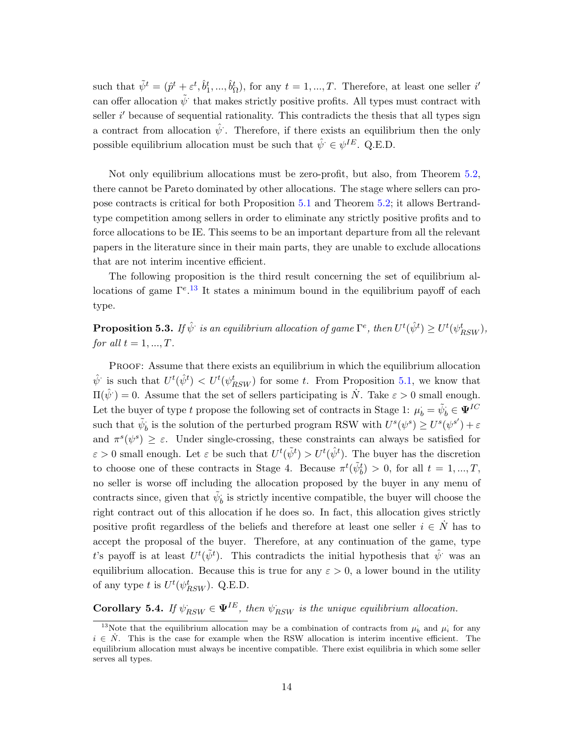such that $\tilde{\psi}^t = (\hat{p}^t + \varepsilon^t, \hat{b}_1^t, ..., \hat{b}_\Omega^t)$, for any $t = 1, ..., T$. Therefore, at least one seller $i'$ can offer allocation $\tilde{\psi}^{\cdot}$ that makes strictly positive profits. All types must contract with seller $i'$ because of sequential rationality. This contradicts the thesis that all types sign a contract from allocation $\hat{\psi}^{\cdot}$. Therefore, if there exists an equilibrium then the only possible equilibrium allocation must be such that $\hat{\psi}^{\cdot} \in \psi^{IE}$. Q.E.D.

Not only equilibrium allocations must be zero-profit, but also, from Theorem 5.2, there cannot be Pareto dominated by other allocations. The stage where sellers can propose contracts is critical for both Proposition 5.1 and Theorem 5.2; it allows Bertrand-type competition among sellers in order to eliminate any strictly positive profits and to force allocations to be IE. This seems to be an important departure from all the relevant papers in the literature since in their main parts, they are unable to exclude allocations that are not interim incentive efficient.

The following proposition is the third result concerning the set of equilibrium allocations of game $\Gamma^e$.[13] It states a minimum bound in the equilibrium payoff of each type.

**Proposition 5.3.** *If $\hat{\psi}^{\cdot}$ is an equilibrium allocation of game $\Gamma^e$, then $U^t(\hat{\psi}^t) \geq U^t(\psi_{RSW}^t)$, for all $t = 1, ..., T$.*

Proof: Assume that there exists an equilibrium in which the equilibrium allocation $\hat{\psi}^{\cdot}$ is such that $U^t(\hat{\psi}^t) < U^t(\psi_{RSW}^t)$ for some $t$. From Proposition 5.1, we know that $\Pi(\hat{\psi}^{\cdot}) = 0$. Assume that the set of sellers participating is $\dot{N}$. Take $\varepsilon > 0$ small enough. Let the buyer of type $t$ propose the following set of contracts in Stage 1: $\mu_b^{\cdot} = \tilde{\psi}_b^{\cdot} \in \mathbf{\Psi}^{IC}$ such that $\tilde{\psi}_b^{\cdot}$ is the solution of the perturbed program RSW with $U^s(\psi^s) \geq U^s(\psi^{s'}) + \varepsilon$ and $\pi^s(\psi^s) \geq \varepsilon$. Under single-crossing, these constraints can always be satisfied for $\varepsilon > 0$ small enough. Let $\varepsilon$ be such that $U^t(\tilde{\psi}^t) > U^t(\hat{\psi}^t)$. The buyer has the discretion to choose one of these contracts in Stage 4. Because $\pi^t(\tilde{\psi}_b^t) > 0$, for all $t = 1, ..., T$, no seller is worse off including the allocation proposed by the buyer in any menu of contracts since, given that $\tilde{\psi}_b^{\cdot}$ is strictly incentive compatible, the buyer will choose the right contract out of this allocation if he does so. In fact, this allocation gives strictly positive profit regardless of the beliefs and therefore at least one seller $i \in \dot{N}$ has to accept the proposal of the buyer. Therefore, at any continuation of the game, type $t$'s payoff is at least $U^t(\tilde{\psi}^t)$. This contradicts the initial hypothesis that $\hat{\psi}^{\cdot}$ was an equilibrium allocation. Because this is true for any $\varepsilon > 0$, a lower bound in the utility of any type $t$ is $U^t(\psi_{RSW}^t)$. Q.E.D.

**Corollary 5.4.** *If $\psi_{RSW}^{\cdot} \in \mathbf{\Psi}^{IE}$, then $\psi_{RSW}^{\cdot}$ is the unique equilibrium allocation.*

[13] Note that the equilibrium allocation may be a combination of contracts from $\mu_b^{\cdot}$ and $\mu_i^{\cdot}$ for any $i \in \dot{N}$. This is the case for example when the RSW allocation is interim incentive efficient. The equilibrium allocation must always be incentive compatible. There exist equilibria in which some seller serves all types.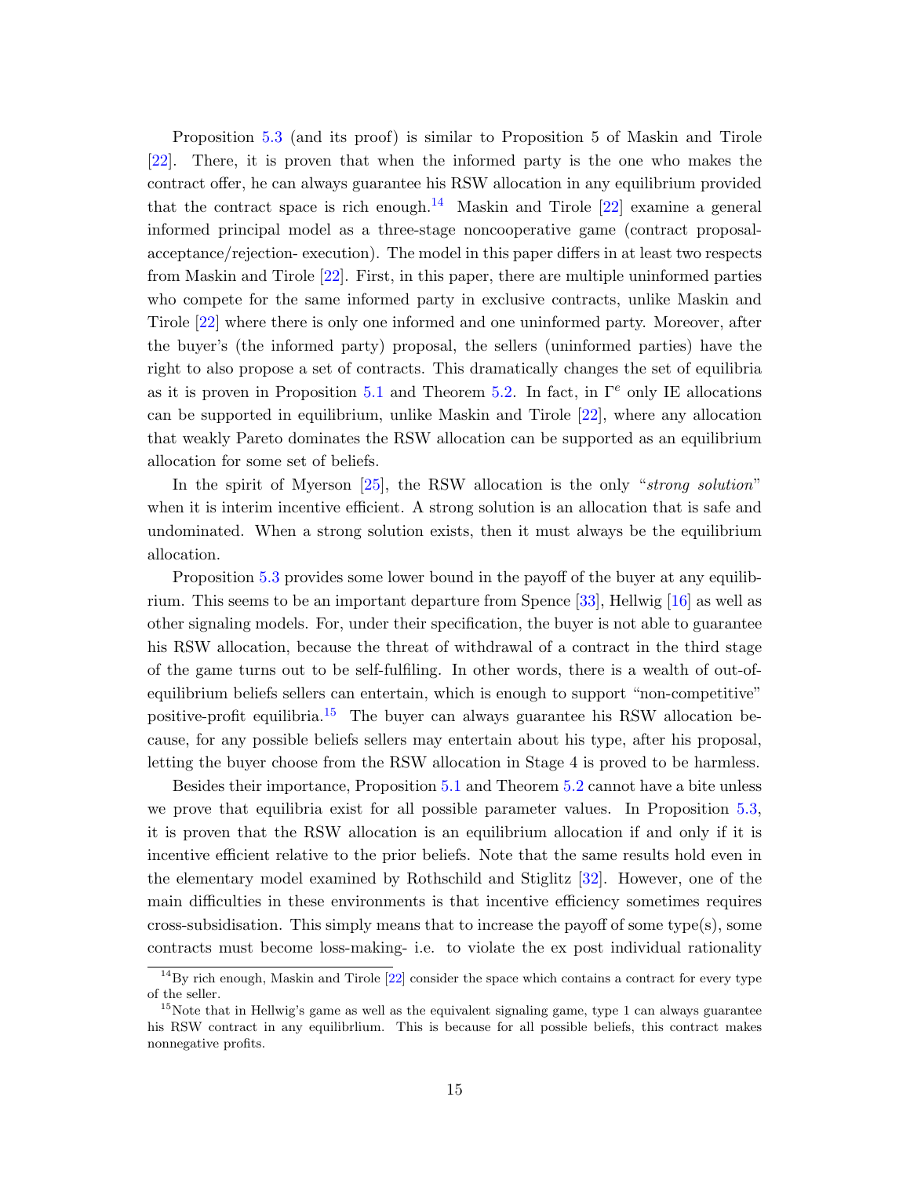Proposition 5.3 (and its proof) is similar to Proposition 5 of Maskin and Tirole [22]. There, it is proven that when the informed party is the one who makes the contract offer, he can always guarantee his RSW allocation in any equilibrium provided that the contract space is rich enough.[14] Maskin and Tirole [22] examine a general informed principal model as a three-stage noncooperative game (contract proposal-acceptance/rejection- execution). The model in this paper differs in at least two respects from Maskin and Tirole [22]. First, in this paper, there are multiple uninformed parties who compete for the same informed party in exclusive contracts, unlike Maskin and Tirole [22] where there is only one informed and one uninformed party. Moreover, after the buyer's (the informed party) proposal, the sellers (uninformed parties) have the right to also propose a set of contracts. This dramatically changes the set of equilibria as it is proven in Proposition 5.1 and Theorem 5.2. In fact, in $\Gamma^e$ only IE allocations can be supported in equilibrium, unlike Maskin and Tirole [22], where any allocation that weakly Pareto dominates the RSW allocation can be supported as an equilibrium allocation for some set of beliefs.

In the spirit of Myerson [25], the RSW allocation is the only "*strong solution*" when it is interim incentive efficient. A strong solution is an allocation that is safe and undominated. When a strong solution exists, then it must always be the equilibrium allocation.

Proposition 5.3 provides some lower bound in the payoff of the buyer at any equilibrium. This seems to be an important departure from Spence [33], Hellwig [16] as well as other signaling models. For, under their specification, the buyer is not able to guarantee his RSW allocation, because the threat of withdrawal of a contract in the third stage of the game turns out to be self-fulfiling. In other words, there is a wealth of out-of-equilibrium beliefs sellers can entertain, which is enough to support "non-competitive" positive-profit equilibria.[15] The buyer can always guarantee his RSW allocation because, for any possible beliefs sellers may entertain about his type, after his proposal, letting the buyer choose from the RSW allocation in Stage 4 is proved to be harmless.

Besides their importance, Proposition 5.1 and Theorem 5.2 cannot have a bite unless we prove that equilibria exist for all possible parameter values. In Proposition 5.3, it is proven that the RSW allocation is an equilibrium allocation if and only if it is incentive efficient relative to the prior beliefs. Note that the same results hold even in the elementary model examined by Rothschild and Stiglitz [32]. However, one of the main difficulties in these environments is that incentive efficiency sometimes requires cross-subsidisation. This simply means that to increase the payoff of some type(s), some contracts must become loss-making- i.e. to violate the ex post individual rationality

[14] By rich enough, Maskin and Tirole [22] consider the space which contains a contract for every type of the seller.

[15] Note that in Hellwig's game as well as the equivalent signaling game, type 1 can always guarantee his RSW contract in any equilibrlium. This is because for all possible beliefs, this contract makes nonnegative profits.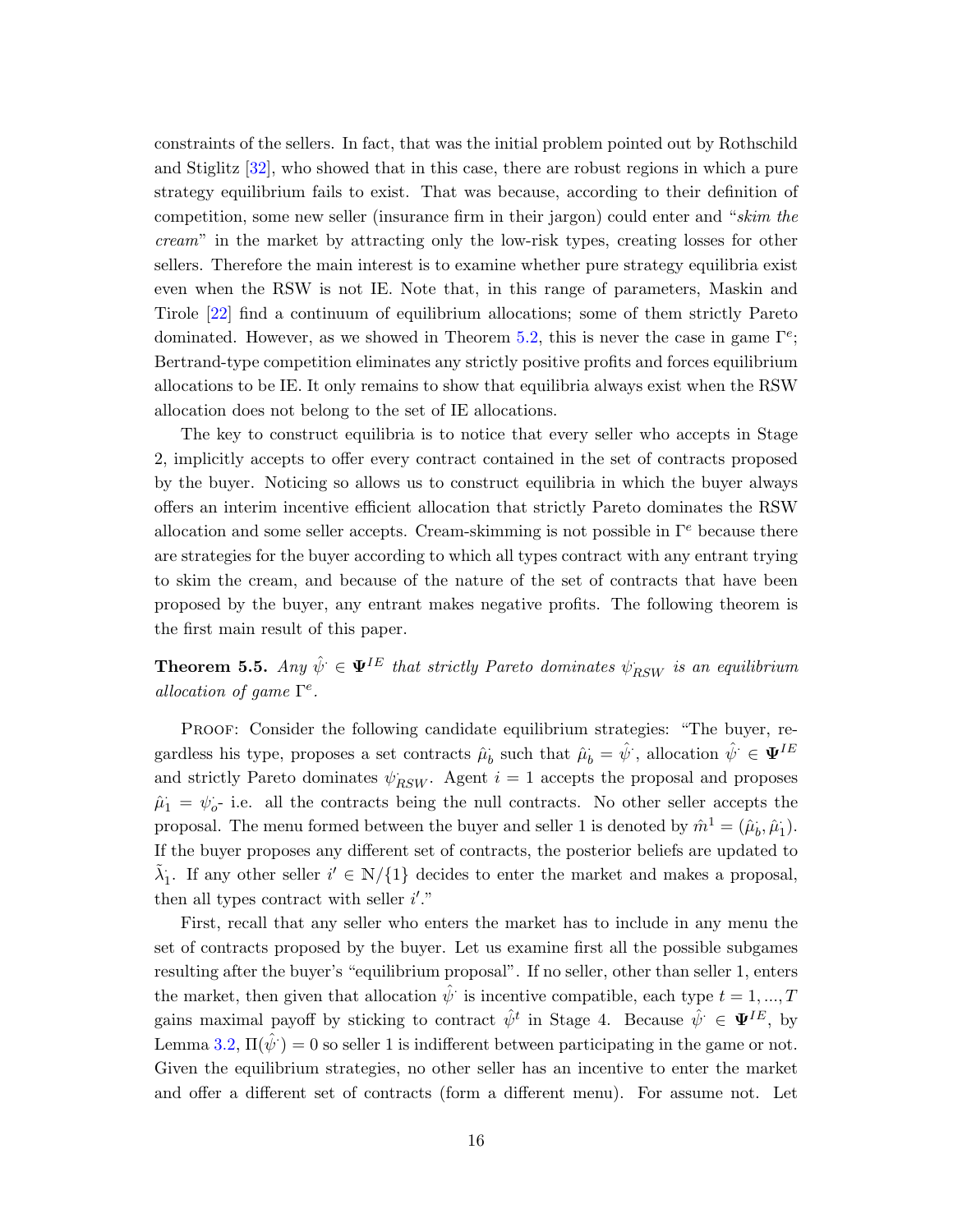constraints of the sellers. In fact, that was the initial problem pointed out by Rothschild and Stiglitz [32], who showed that in this case, there are robust regions in which a pure strategy equilibrium fails to exist. That was because, according to their definition of competition, some new seller (insurance firm in their jargon) could enter and "*skim the cream*" in the market by attracting only the low-risk types, creating losses for other sellers. Therefore the main interest is to examine whether pure strategy equilibria exist even when the RSW is not IE. Note that, in this range of parameters, Maskin and Tirole [22] find a continuum of equilibrium allocations; some of them strictly Pareto dominated. However, as we showed in Theorem 5.2, this is never the case in game $\Gamma^e$; Bertrand-type competition eliminates any strictly positive profits and forces equilibrium allocations to be IE. It only remains to show that equilibria always exist when the RSW allocation does not belong to the set of IE allocations.

The key to construct equilibria is to notice that every seller who accepts in Stage 2, implicitly accepts to offer every contract contained in the set of contracts proposed by the buyer. Noticing so allows us to construct equilibria in which the buyer always offers an interim incentive efficient allocation that strictly Pareto dominates the RSW allocation and some seller accepts. Cream-skimming is not possible in $\Gamma^e$ because there are strategies for the buyer according to which all types contract with any entrant trying to skim the cream, and because of the nature of the set of contracts that have been proposed by the buyer, any entrant makes negative profits. The following theorem is the first main result of this paper.

**Theorem 5.5.** *Any $\hat{\psi}^{\cdot} \in \mathbf{\Psi}^{IE}$ that strictly Pareto dominates $\psi^{\cdot}_{RSW}$ is an equilibrium allocation of game $\Gamma^e$.*

Proof: Consider the following candidate equilibrium strategies: "The buyer, regardless his type, proposes a set contracts $\hat{\mu}^{\cdot}_b$ such that $\hat{\mu}^{\cdot}_b = \hat{\psi}^{\cdot}$, allocation $\hat{\psi}^{\cdot} \in \mathbf{\Psi}^{IE}$ and strictly Pareto dominates $\psi^{\cdot}_{RSW}$. Agent $i = 1$ accepts the proposal and proposes $\hat{\mu}^{\cdot}_1 = \psi^{\cdot}_o$- i.e. all the contracts being the null contracts. No other seller accepts the proposal. The menu formed between the buyer and seller 1 is denoted by $\hat{m}^1 = (\hat{\mu}^{\cdot}_b, \hat{\mu}^{\cdot}_1)$. If the buyer proposes any different set of contracts, the posterior beliefs are updated to $\tilde{\lambda}^{\cdot}_1$. If any other seller $i' \in \mathbb{N}/\{1\}$ decides to enter the market and makes a proposal, then all types contract with seller $i'$."

First, recall that any seller who enters the market has to include in any menu the set of contracts proposed by the buyer. Let us examine first all the possible subgames resulting after the buyer's "equilibrium proposal". If no seller, other than seller 1, enters the market, then given that allocation $\hat{\psi}^{\cdot}$ is incentive compatible, each type $t = 1, ..., T$ gains maximal payoff by sticking to contract $\hat{\psi}^t$ in Stage 4. Because $\hat{\psi}^{\cdot} \in \mathbf{\Psi}^{IE}$, by Lemma 3.2, $\Pi(\hat{\psi}^{\cdot}) = 0$ so seller 1 is indifferent between participating in the game or not. Given the equilibrium strategies, no other seller has an incentive to enter the market and offer a different set of contracts (form a different menu). For assume not. Let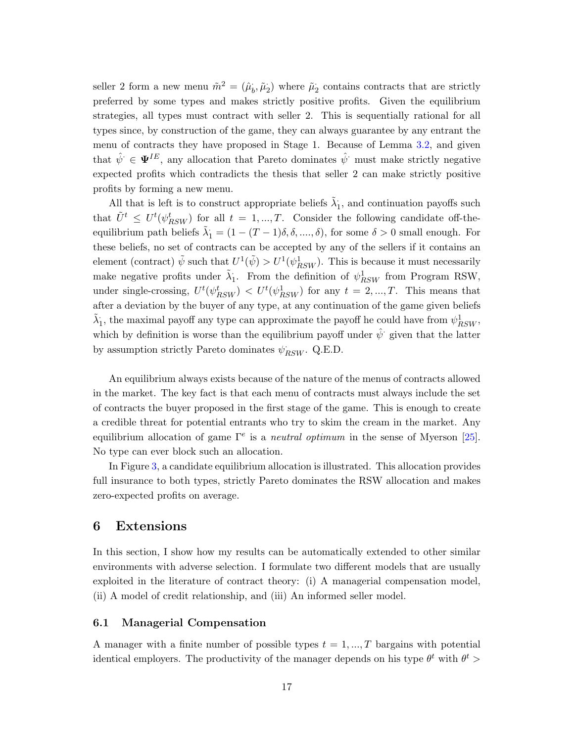seller 2 form a new menu $\tilde{m}^2 = (\hat{\mu}_b^{\cdot}, \tilde{\mu}_2^{\cdot})$ where $\tilde{\mu}_2^{\cdot}$ contains contracts that are strictly preferred by some types and makes strictly positive profits. Given the equilibrium strategies, all types must contract with seller 2. This is sequentially rational for all types since, by construction of the game, they can always guarantee by any entrant the menu of contracts they have proposed in Stage 1. Because of Lemma 3.2, and given that $\hat{\psi}^{\cdot} \in \mathbf{\Psi}^{IE}$, any allocation that Pareto dominates $\hat{\psi}^{\cdot}$ must make strictly negative expected profits which contradicts the thesis that seller 2 can make strictly positive profits by forming a new menu.

All that is left is to construct appropriate beliefs $\tilde{\lambda}_1^{\cdot}$, and continuation payoffs such that $\tilde{U}^t \leq U^t(\psi_{RSW}^t)$ for all $t = 1, ..., T$. Consider the following candidate off-the-equilibrium path beliefs $\tilde{\lambda}_1^{\cdot} = (1 - (T-1)\delta, \delta, ...., \delta)$, for some $\delta > 0$ small enough. For these beliefs, no set of contracts can be accepted by any of the sellers if it contains an element (contract) $\tilde{\psi}$ such that $U^1(\tilde{\psi}) > U^1(\psi_{RSW}^1)$. This is because it must necessarily make negative profits under $\tilde{\lambda}_1^{\cdot}$. From the definition of $\psi_{RSW}^1$ from Program RSW, under single-crossing, $U^t(\psi_{RSW}^t) < U^t(\psi_{RSW}^1)$ for any $t = 2, ..., T$. This means that after a deviation by the buyer of any type, at any continuation of the game given beliefs $\tilde{\lambda}_1^{\cdot}$, the maximal payoff any type can approximate the payoff he could have from $\psi_{RSW}^1$, which by definition is worse than the equilibrium payoff under $\hat{\psi}^{\cdot}$ given that the latter by assumption strictly Pareto dominates $\psi_{RSW}^{\cdot}$. Q.E.D.

An equilibrium always exists because of the nature of the menus of contracts allowed in the market. The key fact is that each menu of contracts must always include the set of contracts the buyer proposed in the first stage of the game. This is enough to create a credible threat for potential entrants who try to skim the cream in the market. Any equilibrium allocation of game $\Gamma^e$ is a *neutral optimum* in the sense of Myerson [25]. No type can ever block such an allocation.

In Figure 3, a candidate equilibrium allocation is illustrated. This allocation provides full insurance to both types, strictly Pareto dominates the RSW allocation and makes zero-expected profits on average.

# 6 Extensions

In this section, I show how my results can be automatically extended to other similar environments with adverse selection. I formulate two different models that are usually exploited in the literature of contract theory: (i) A managerial compensation model, (ii) A model of credit relationship, and (iii) An informed seller model.

## 6.1 Managerial Compensation

A manager with a finite number of possible types $t = 1, ..., T$ bargains with potential identical employers. The productivity of the manager depends on his type $\theta^t$ with $\theta^t >$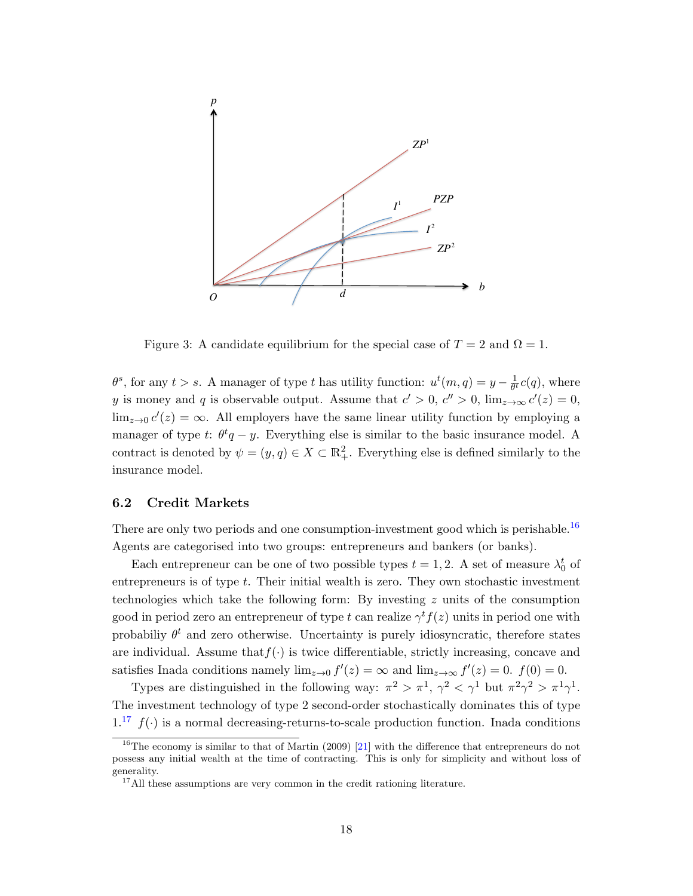Figure 3: A candidate equilibrium for the special case of $T = 2$ and $\Omega = 1$.

$\theta^s$, for any $t > s$. A manager of type $t$ has utility function: $u^t(m, q) = y - \frac{1}{\theta^t}c(q)$, where $y$ is money and $q$ is observable output. Assume that $c' > 0$, $c'' > 0$, $\lim_{z\to\infty} c'(z) = 0$, $\lim_{z\to 0} c'(z) = \infty$. All employers have the same linear utility function by employing a manager of type $t$: $\theta^t q - y$. Everything else is similar to the basic insurance model. A contract is denoted by $\psi = (y, q) \in X \subset \mathbb{R}^2_+$. Everything else is defined similarly to the insurance model.

## 6.2 Credit Markets

There are only two periods and one consumption-investment good which is perishable.[16] Agents are categorised into two groups: entrepreneurs and bankers (or banks).

Each entrepreneur can be one of two possible types $t = 1, 2$. A set of measure $\lambda^t_0$ of entrepreneurs is of type $t$. Their initial wealth is zero. They own stochastic investment technologies which take the following form: By investing $z$ units of the consumption good in period zero an entrepreneur of type $t$ can realize $\gamma^t f(z)$ units in period one with probabiliy $\theta^t$ and zero otherwise. Uncertainty is purely idiosyncratic, therefore states are individual. Assume that $f(\cdot)$ is twice differentiable, strictly increasing, concave and satisfies Inada conditions namely $\lim_{z\to 0} f'(z) = \infty$ and $\lim_{z\to\infty} f'(z) = 0$. $f(0) = 0$.

Types are distinguished in the following way: $\pi^2 > \pi^1$, $\gamma^2 < \gamma^1$ but $\pi^2\gamma^2 > \pi^1\gamma^1$. The investment technology of type 2 second-order stochastically dominates this of type 1.[17] $f(\cdot)$ is a normal decreasing-returns-to-scale production function. Inada conditions

[16] The economy is similar to that of Martin (2009) [21] with the difference that entrepreneurs do not possess any initial wealth at the time of contracting. This is only for simplicity and without loss of generality.

[17] All these assumptions are very common in the credit rationing literature.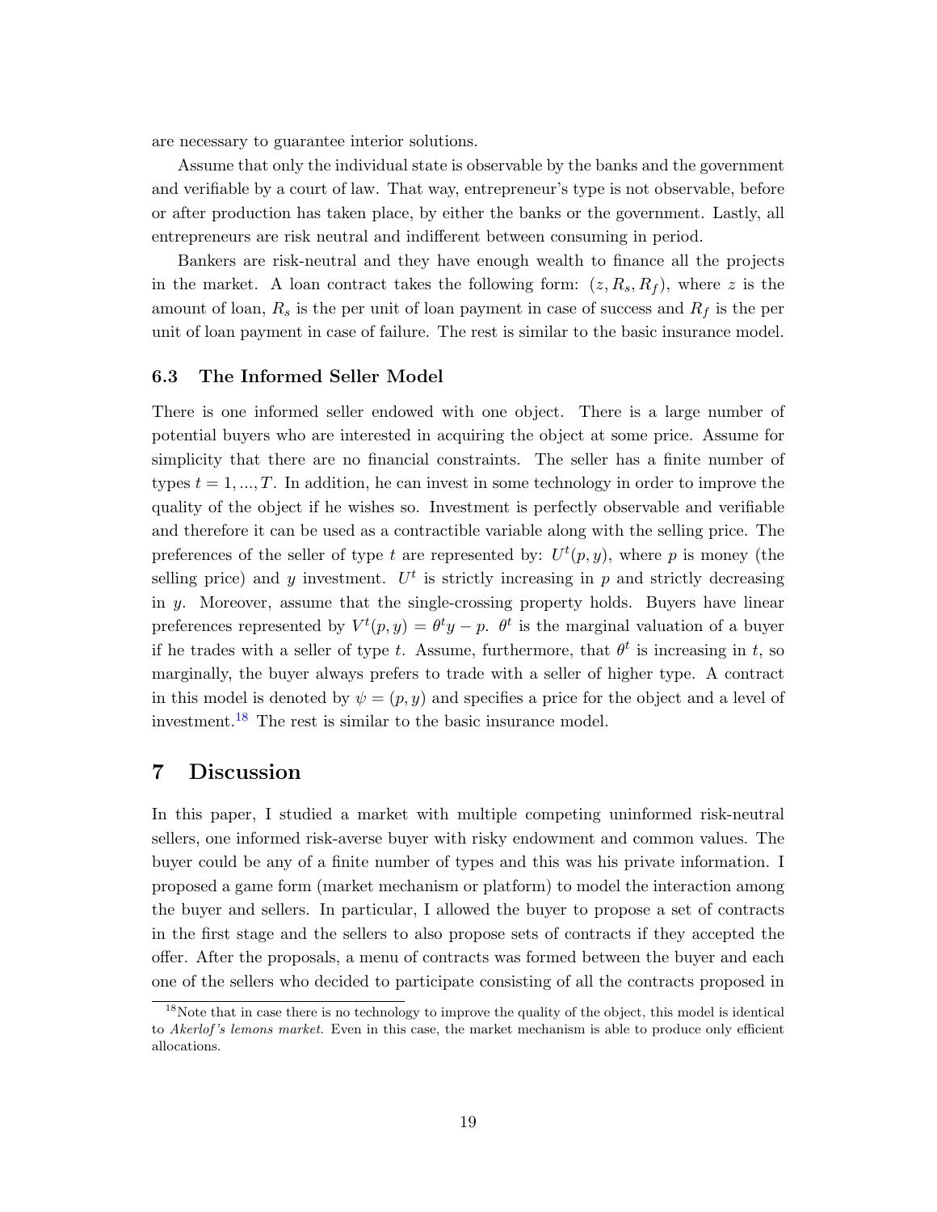are necessary to guarantee interior solutions.

Assume that only the individual state is observable by the banks and the government and verifiable by a court of law. That way, entrepreneur's type is not observable, before or after production has taken place, by either the banks or the government. Lastly, all entrepreneurs are risk neutral and indifferent between consuming in period.

Bankers are risk-neutral and they have enough wealth to finance all the projects in the market. A loan contract takes the following form: $(z, R_s, R_f)$, where $z$ is the amount of loan, $R_s$ is the per unit of loan payment in case of success and $R_f$ is the per unit of loan payment in case of failure. The rest is similar to the basic insurance model.

### 6.3 The Informed Seller Model

There is one informed seller endowed with one object. There is a large number of potential buyers who are interested in acquiring the object at some price. Assume for simplicity that there are no financial constraints. The seller has a finite number of types $t = 1, ..., T$. In addition, he can invest in some technology in order to improve the quality of the object if he wishes so. Investment is perfectly observable and verifiable and therefore it can be used as a contractible variable along with the selling price. The preferences of the seller of type $t$ are represented by: $U^t(p, y)$, where $p$ is money (the selling price) and $y$ investment. $U^t$ is strictly increasing in $p$ and strictly decreasing in $y$. Moreover, assume that the single-crossing property holds. Buyers have linear preferences represented by $V^t(p, y) = \theta^t y - p$. $\theta^t$ is the marginal valuation of a buyer if he trades with a seller of type $t$. Assume, furthermore, that $\theta^t$ is increasing in $t$, so marginally, the buyer always prefers to trade with a seller of higher type. A contract in this model is denoted by $\psi = (p, y)$ and specifies a price for the object and a level of investment.[18] The rest is similar to the basic insurance model.

## 7 Discussion

In this paper, I studied a market with multiple competing uninformed risk-neutral sellers, one informed risk-averse buyer with risky endowment and common values. The buyer could be any of a finite number of types and this was his private information. I proposed a game form (market mechanism or platform) to model the interaction among the buyer and sellers. In particular, I allowed the buyer to propose a set of contracts in the first stage and the sellers to also propose sets of contracts if they accepted the offer. After the proposals, a menu of contracts was formed between the buyer and each one of the sellers who decided to participate consisting of all the contracts proposed in

[18] Note that in case there is no technology to improve the quality of the object, this model is identical to *Akerlof's lemons market*. Even in this case, the market mechanism is able to produce only efficient allocations.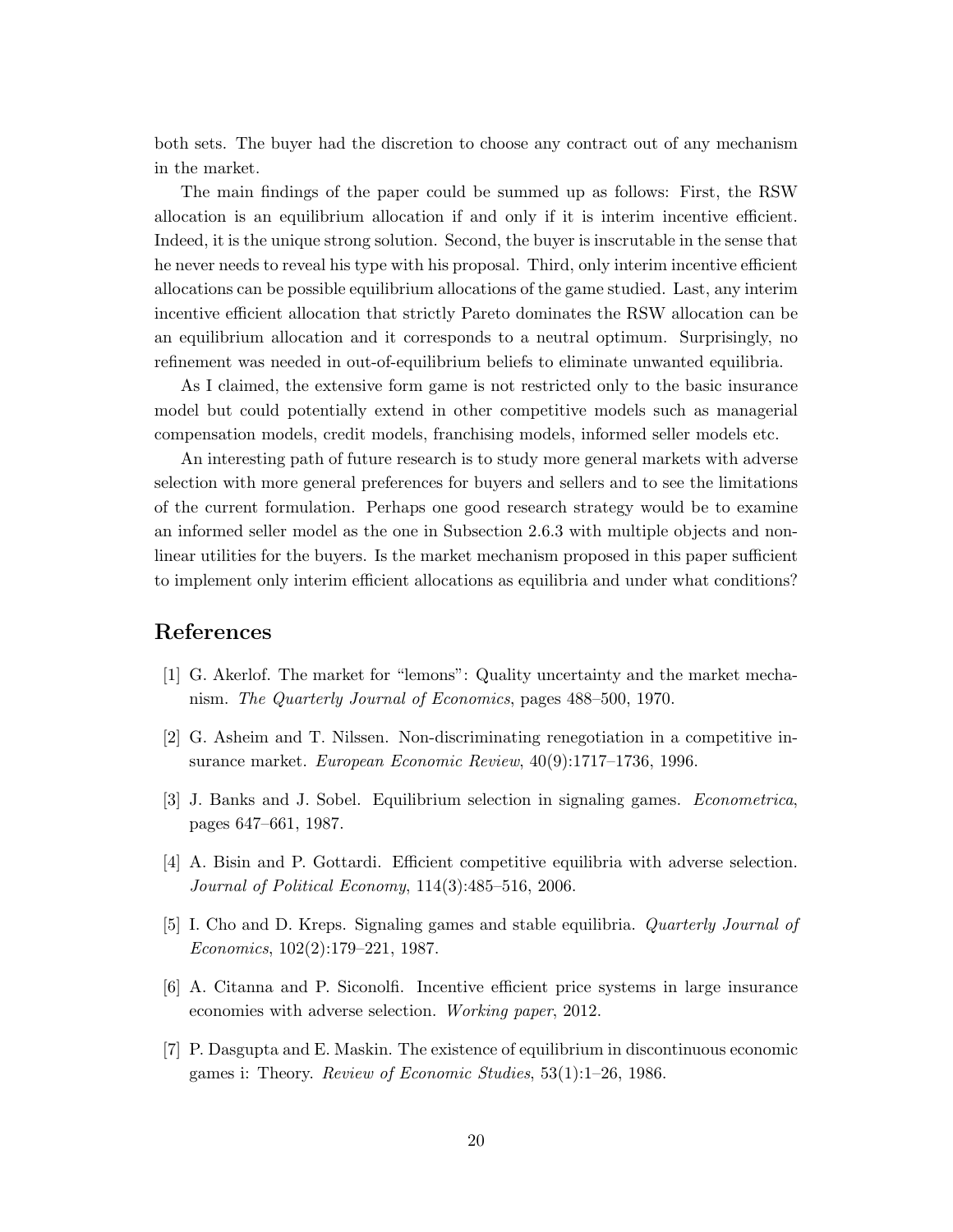both sets. The buyer had the discretion to choose any contract out of any mechanism in the market.

The main findings of the paper could be summed up as follows: First, the RSW allocation is an equilibrium allocation if and only if it is interim incentive efficient. Indeed, it is the unique strong solution. Second, the buyer is inscrutable in the sense that he never needs to reveal his type with his proposal. Third, only interim incentive efficient allocations can be possible equilibrium allocations of the game studied. Last, any interim incentive efficient allocation that strictly Pareto dominates the RSW allocation can be an equilibrium allocation and it corresponds to a neutral optimum. Surprisingly, no refinement was needed in out-of-equilibrium beliefs to eliminate unwanted equilibria.

As I claimed, the extensive form game is not restricted only to the basic insurance model but could potentially extend in other competitive models such as managerial compensation models, credit models, franchising models, informed seller models etc.

An interesting path of future research is to study more general markets with adverse selection with more general preferences for buyers and sellers and to see the limitations of the current formulation. Perhaps one good research strategy would be to examine an informed seller model as the one in Subsection 2.6.3 with multiple objects and non-linear utilities for the buyers. Is the market mechanism proposed in this paper sufficient to implement only interim efficient allocations as equilibria and under what conditions?

# References

[1] G. Akerlof. The market for "lemons": Quality uncertainty and the market mechanism. *The Quarterly Journal of Economics*, pages 488–500, 1970.

[2] G. Asheim and T. Nilssen. Non-discriminating renegotiation in a competitive insurance market. *European Economic Review*, 40(9):1717–1736, 1996.

[3] J. Banks and J. Sobel. Equilibrium selection in signaling games. *Econometrica*, pages 647–661, 1987.

[4] A. Bisin and P. Gottardi. Efficient competitive equilibria with adverse selection. *Journal of Political Economy*, 114(3):485–516, 2006.

[5] I. Cho and D. Kreps. Signaling games and stable equilibria. *Quarterly Journal of Economics*, 102(2):179–221, 1987.

[6] A. Citanna and P. Siconolfi. Incentive efficient price systems in large insurance economies with adverse selection. *Working paper*, 2012.

[7] P. Dasgupta and E. Maskin. The existence of equilibrium in discontinuous economic games i: Theory. *Review of Economic Studies*, 53(1):1–26, 1986.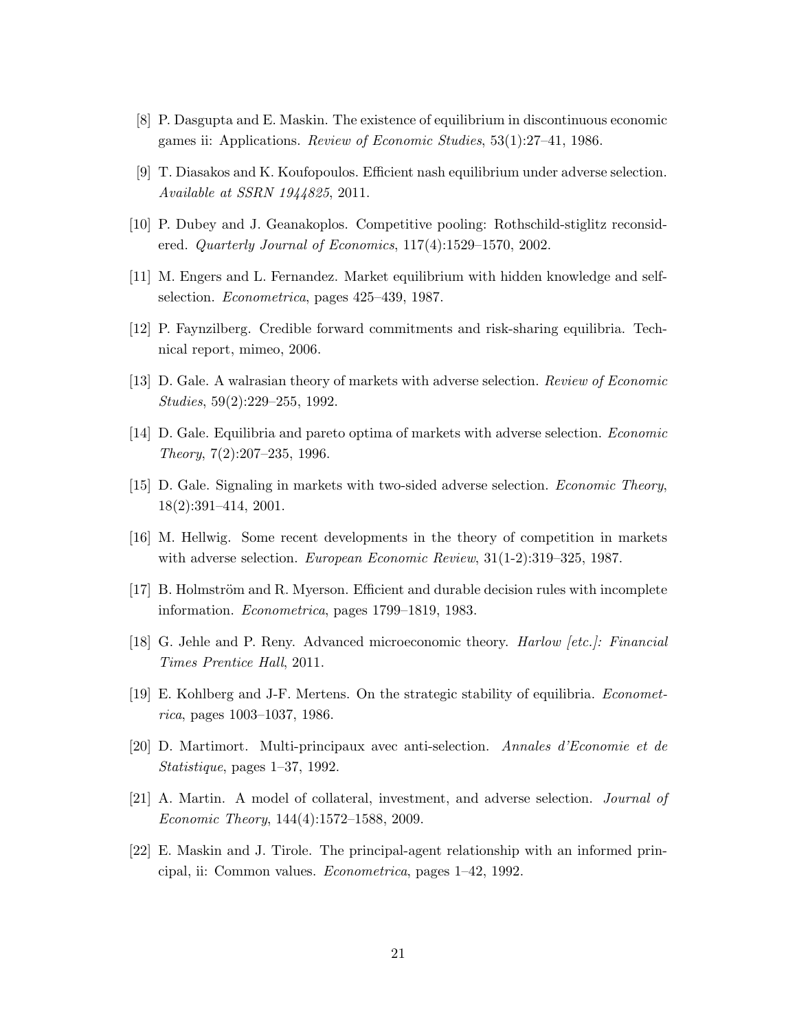[8] P. Dasgupta and E. Maskin. The existence of equilibrium in discontinuous economic games ii: Applications. *Review of Economic Studies*, 53(1):27–41, 1986.

[9] T. Diasakos and K. Koufopoulos. Efficient nash equilibrium under adverse selection. *Available at SSRN 1944825*, 2011.

[10] P. Dubey and J. Geanakoplos. Competitive pooling: Rothschild-stiglitz reconsidered. *Quarterly Journal of Economics*, 117(4):1529–1570, 2002.

[11] M. Engers and L. Fernandez. Market equilibrium with hidden knowledge and self-selection. *Econometrica*, pages 425–439, 1987.

[12] P. Faynzilberg. Credible forward commitments and risk-sharing equilibria. Technical report, mimeo, 2006.

[13] D. Gale. A walrasian theory of markets with adverse selection. *Review of Economic Studies*, 59(2):229–255, 1992.

[14] D. Gale. Equilibria and pareto optima of markets with adverse selection. *Economic Theory*, 7(2):207–235, 1996.

[15] D. Gale. Signaling in markets with two-sided adverse selection. *Economic Theory*, 18(2):391–414, 2001.

[16] M. Hellwig. Some recent developments in the theory of competition in markets with adverse selection. *European Economic Review*, 31(1-2):319–325, 1987.

[17] B. Holmström and R. Myerson. Efficient and durable decision rules with incomplete information. *Econometrica*, pages 1799–1819, 1983.

[18] G. Jehle and P. Reny. Advanced microeconomic theory. *Harlow [etc.]: Financial Times Prentice Hall*, 2011.

[19] E. Kohlberg and J-F. Mertens. On the strategic stability of equilibria. *Econometrica*, pages 1003–1037, 1986.

[20] D. Martimort. Multi-principaux avec anti-selection. *Annales d'Economie et de Statistique*, pages 1–37, 1992.

[21] A. Martin. A model of collateral, investment, and adverse selection. *Journal of Economic Theory*, 144(4):1572–1588, 2009.

[22] E. Maskin and J. Tirole. The principal-agent relationship with an informed principal, ii: Common values. *Econometrica*, pages 1–42, 1992.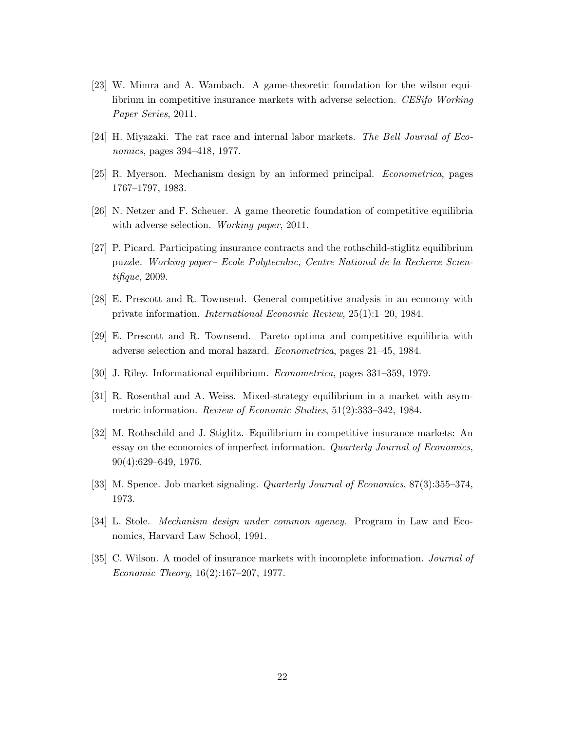[23] W. Mimra and A. Wambach. A game-theoretic foundation for the wilson equilibrium in competitive insurance markets with adverse selection. *CESifo Working Paper Series*, 2011.

[24] H. Miyazaki. The rat race and internal labor markets. *The Bell Journal of Economics*, pages 394–418, 1977.

[25] R. Myerson. Mechanism design by an informed principal. *Econometrica*, pages 1767–1797, 1983.

[26] N. Netzer and F. Scheuer. A game theoretic foundation of competitive equilibria with adverse selection. *Working paper*, 2011.

[27] P. Picard. Participating insurance contracts and the rothschild-stiglitz equilibrium puzzle. *Working paper– Ecole Polytecnhic, Centre National de la Recherce Scientifique*, 2009.

[28] E. Prescott and R. Townsend. General competitive analysis in an economy with private information. *International Economic Review*, 25(1):1–20, 1984.

[29] E. Prescott and R. Townsend. Pareto optima and competitive equilibria with adverse selection and moral hazard. *Econometrica*, pages 21–45, 1984.

[30] J. Riley. Informational equilibrium. *Econometrica*, pages 331–359, 1979.

[31] R. Rosenthal and A. Weiss. Mixed-strategy equilibrium in a market with asymmetric information. *Review of Economic Studies*, 51(2):333–342, 1984.

[32] M. Rothschild and J. Stiglitz. Equilibrium in competitive insurance markets: An essay on the economics of imperfect information. *Quarterly Journal of Economics*, 90(4):629–649, 1976.

[33] M. Spence. Job market signaling. *Quarterly Journal of Economics*, 87(3):355–374, 1973.

[34] L. Stole. *Mechanism design under common agency*. Program in Law and Economics, Harvard Law School, 1991.

[35] C. Wilson. A model of insurance markets with incomplete information. *Journal of Economic Theory*, 16(2):167–207, 1977.